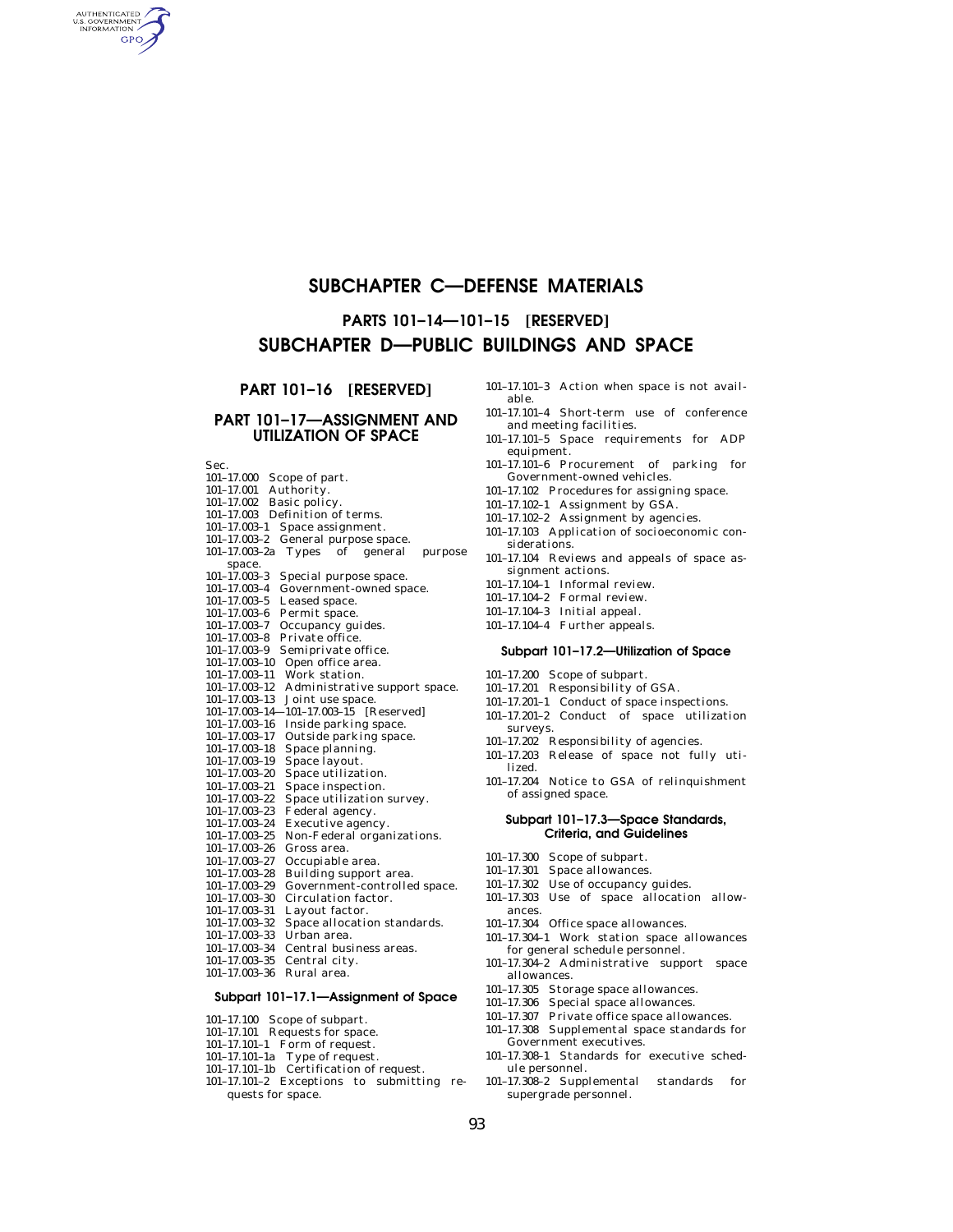# SUBCHAPTER C—DEFENSE MATERIALS

## PARTS 101–14—101–15 [RESERVED]

# SUBCHAPTER D—PUBLIC BUILDINGS AND SPACE

## PART 101–16 [RESERVED]

## PART 101–17—ASSIGNMENT AND UTILIZATION OF SPACE

Sec.

101–17.000 Scope of part.
101–17.001 Authority.
101–17.002 Basic policy.
101–17.003 Definition of terms.
101–17.003–1 Space assignment.
101–17.003–2 General purpose space.
101–17.003–2a Types of general purpose space.
101–17.003–3 Special purpose space.
101–17.003–4 Government-owned space.
101–17.003–5 Leased space.
101–17.003–6 Permit space.
101–17.003–7 Occupancy guides.
101–17.003–8 Private office.
101–17.003–9 Semiprivate office.
101–17.003–10 Open office area.
101–17.003–11 Work station.
101–17.003–12 Administrative support space.
101–17.003–13 Joint use space.
101–17.003–14—101–17.003–15 [Reserved]
101–17.003–16 Inside parking space.
101–17.003–17 Outside parking space.
101–17.003–18 Space planning.
101–17.003–19 Space layout.
101–17.003–20 Space utilization.
101–17.003–21 Space inspection.
101–17.003–22 Space utilization survey.
101–17.003–23 Federal agency.
101–17.003–24 Executive agency.
101–17.003–25 Non-Federal organizations.
101–17.003–26 Gross area.
101–17.003–27 Occupiable area.
101–17.003–28 Building support area.
101–17.003–29 Government-controlled space.
101–17.003–30 Circulation factor.
101–17.003–31 Layout factor.
101–17.003–32 Space allocation standards.
101–17.003–33 Urban area.
101–17.003–34 Central business areas.
101–17.003–35 Central city.
101–17.003–36 Rural area.

### Subpart 101–17.1—Assignment of Space

101–17.100 Scope of subpart.
101–17.101 Requests for space.
101–17.101–1 Form of request.
101–17.101–1a Type of request.
101–17.101–1b Certification of request.
101–17.101–2 Exceptions to submitting requests for space.
101–17.101–3 Action when space is not available.
101–17.101–4 Short-term use of conference and meeting facilities.
101–17.101–5 Space requirements for ADP equipment.
101–17.101–6 Procurement of parking for Government-owned vehicles.
101–17.102 Procedures for assigning space.
101–17.102–1 Assignment by GSA.
101–17.102–2 Assignment by agencies.
101–17.103 Application of socioeconomic considerations.
101–17.104 Reviews and appeals of space assignment actions.
101–17.104–1 Informal review.
101–17.104–2 Formal review.
101–17.104–3 Initial appeal.
101–17.104–4 Further appeals.

### Subpart 101–17.2—Utilization of Space

101–17.200 Scope of subpart.
101–17.201 Responsibility of GSA.
101–17.201–1 Conduct of space inspections.
101–17.201–2 Conduct of space utilization surveys.
101–17.202 Responsibility of agencies.
101–17.203 Release of space not fully utilized.
101–17.204 Notice to GSA of relinquishment of assigned space.

### Subpart 101–17.3—Space Standards, Criteria, and Guidelines

101–17.300 Scope of subpart.
101–17.301 Space allowances.
101–17.302 Use of occupancy guides.
101–17.303 Use of space allocation allowances.
101–17.304 Office space allowances.
101–17.304–1 Work station space allowances for general schedule personnel.
101–17.304–2 Administrative support space allowances.
101–17.305 Storage space allowances.
101–17.306 Special space allowances.
101–17.307 Private office space allowances.
101–17.308 Supplemental space standards for Government executives.
101–17.308–1 Standards for executive schedule personnel.
101–17.308–2 Supplemental standards for supergrade personnel.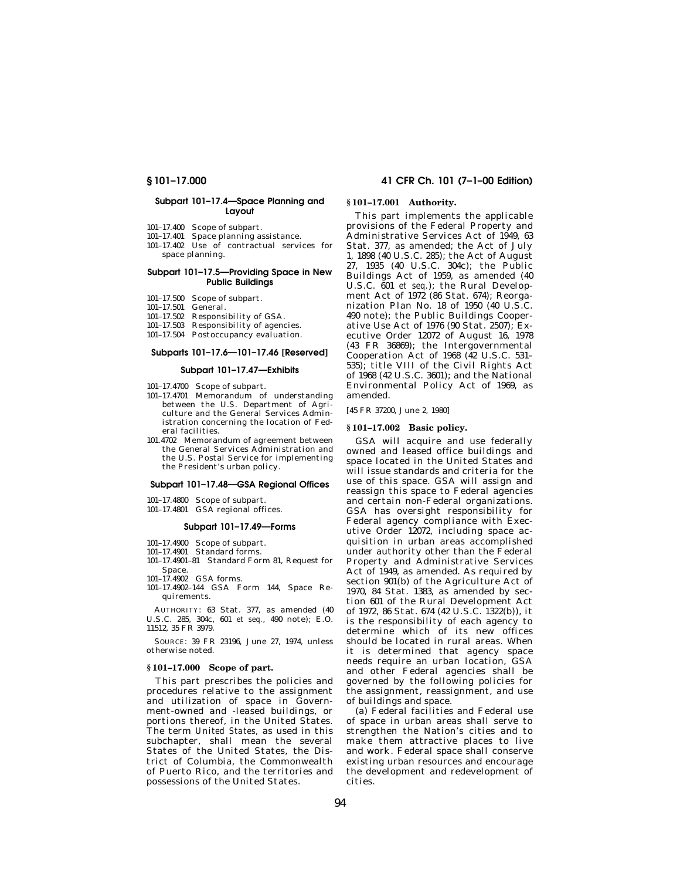### Subpart 101–17.4—Space Planning and Layout

101–17.400 Scope of subpart.
101–17.401 Space planning assistance.
101–17.402 Use of contractual services for space planning.

### Subpart 101–17.5—Providing Space in New Public Buildings

101–17.500 Scope of subpart.
101–17.501 General.
101–17.502 Responsibility of GSA.
101–17.503 Responsibility of agencies.
101–17.504 Postoccupancy evaluation.

### Subparts 101–17.6—101–17.46 [Reserved]

### Subpart 101–17.47—Exhibits

101–17.4700 Scope of subpart.
101–17.4701 Memorandum of understanding between the U.S. Department of Agriculture and the General Services Administration concerning the location of Federal facilities.
101.4702 Memorandum of agreement between the General Services Administration and the U.S. Postal Service for implementing the President's urban policy.

### Subpart 101–17.48—GSA Regional Offices

101–17.4800 Scope of subpart.
101–17.4801 GSA regional offices.

### Subpart 101–17.49—Forms

101–17.4900 Scope of subpart.
101–17.4901 Standard forms.
101–17.4901–81 Standard Form 81, Request for Space.
101–17.4902 GSA forms.
101–17.4902–144 GSA Form 144, Space Requirements.

AUTHORITY: 63 Stat. 377, as amended (40 U.S.C. 285, 304c, 601 *et seq.*, 490 note); E.O. 11512, 35 FR 3979.

SOURCE: 39 FR 23196, June 27, 1974, unless otherwise noted.

## § 101–17.000 Scope of part.

This part prescribes the policies and procedures relative to the assignment and utilization of space in Government-owned and -leased buildings, or portions thereof, in the United States. The term *United States*, as used in this subchapter, shall mean the several States of the United States, the District of Columbia, the Commonwealth of Puerto Rico, and the territories and possessions of the United States.

## § 101–17.001 Authority.

This part implements the applicable provisions of the Federal Property and Administrative Services Act of 1949, 63 Stat. 377, as amended; the Act of July 1, 1898 (40 U.S.C. 285); the Act of August 27, 1935 (40 U.S.C. 304c); the Public Buildings Act of 1959, as amended (40 U.S.C. 601 *et seq.*); the Rural Development Act of 1972 (86 Stat. 674); Reorganization Plan No. 18 of 1950 (40 U.S.C. 490 note); the Public Buildings Cooperative Use Act of 1976 (90 Stat. 2507); Executive Order 12072 of August 16, 1978 (43 FR 36869); the Intergovernmental Cooperation Act of 1968 (42 U.S.C. 531–535); title VIII of the Civil Rights Act of 1968 (42 U.S.C. 3601); and the National Environmental Policy Act of 1969, as amended.

[45 FR 37200, June 2, 1980]

## § 101–17.002 Basic policy.

GSA will acquire and use federally owned and leased office buildings and space located in the United States and will issue standards and criteria for the use of this space. GSA will assign and reassign this space to Federal agencies and certain non-Federal organizations. GSA has oversight responsibility for Federal agency compliance with Executive Order 12072, including space acquisition in urban areas accomplished under authority other than the Federal Property and Administrative Services Act of 1949, as amended. As required by section 901(b) of the Agriculture Act of 1970, 84 Stat. 1383, as amended by section 601 of the Rural Development Act of 1972, 86 Stat. 674 (42 U.S.C. 1322(b)), it is the responsibility of each agency to determine which of its new offices should be located in rural areas. When it is determined that agency space needs require an urban location, GSA and other Federal agencies shall be governed by the following policies for the assignment, reassignment, and use of buildings and space.

(a) Federal facilities and Federal use of space in urban areas shall serve to strengthen the Nation's cities and to make them attractive places to live and work. Federal space shall conserve existing urban resources and encourage the development and redevelopment of cities.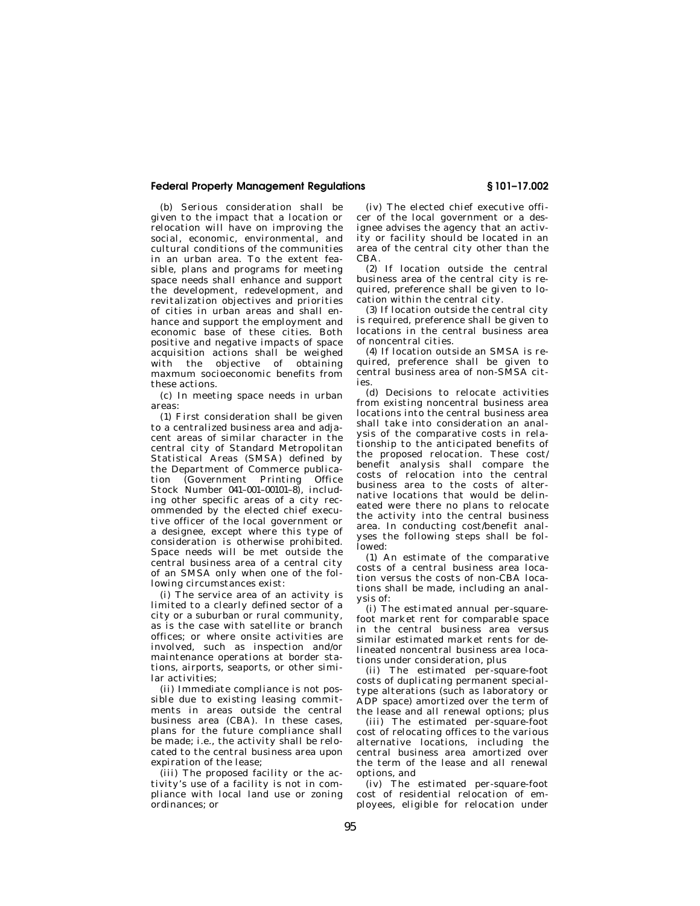(b) Serious consideration shall be given to the impact that a location or relocation will have on improving the social, economic, environmental, and cultural conditions of the communities in an urban area. To the extent feasible, plans and programs for meeting space needs shall enhance and support the development, redevelopment, and revitalization objectives and priorities of cities in urban areas and shall enhance and support the employment and economic base of these cities. Both positive and negative impacts of space acquisition actions shall be weighed with the objective of obtaining maxmum socioeconomic benefits from these actions.

(c) In meeting space needs in urban areas:

(1) First consideration shall be given to a centralized business area and adjacent areas of similar character in the central city of Standard Metropolitan Statistical Areas (SMSA) defined by the Department of Commerce publication (Government Printing Office Stock Number 041–001–00101–8), including other specific areas of a city recommended by the elected chief executive officer of the local government or a designee, except where this type of consideration is otherwise prohibited. Space needs will be met outside the central business area of a central city of an SMSA only when one of the following circumstances exist:

(i) The service area of an activity is limited to a clearly defined sector of a city or a suburban or rural community, as is the case with satellite or branch offices; or where onsite activities are involved, such as inspection and/or maintenance operations at border stations, airports, seaports, or other similar activities;

(ii) Immediate compliance is not possible due to existing leasing commitments in areas outside the central business area (CBA). In these cases, plans for the future compliance shall be made; i.e., the activity shall be relocated to the central business area upon expiration of the lease;

(iii) The proposed facility or the activity's use of a facility is not in compliance with local land use or zoning ordinances; or

(iv) The elected chief executive officer of the local government or a designee advises the agency that an activity or facility should be located in an area of the central city other than the CBA.

(2) If location outside the central business area of the central city is required, preference shall be given to location within the central city.

(3) If location outside the central city is required, preference shall be given to locations in the central business area of noncentral cities.

(4) If location outside an SMSA is required, preference shall be given to central business area of non-SMSA cities.

(d) Decisions to relocate activities from existing noncentral business area locations into the central business area shall take into consideration an analysis of the comparative costs in relationship to the anticipated benefits of the proposed relocation. These cost/benefit analysis shall compare the costs of relocation into the central business area to the costs of alternative locations that would be delineated were there no plans to relocate the activity into the central business area. In conducting cost/benefit analyses the following steps shall be followed:

(1) An estimate of the comparative costs of a central business area location versus the costs of non-CBA locations shall be made, including an analysis of:

(i) The estimated annual per-square-foot market rent for comparable space in the central business area versus similar estimated market rents for delineated noncentral business area locations under consideration, plus

(ii) The estimated per-square-foot costs of duplicating permanent special-type alterations (such as laboratory or ADP space) amortized over the term of the lease and all renewal options; plus

(iii) The estimated per-square-foot cost of relocating offices to the various alternative locations, including the central business area amortized over the term of the lease and all renewal options, and

(iv) The estimated per-square-foot cost of residential relocation of employees, eligible for relocation under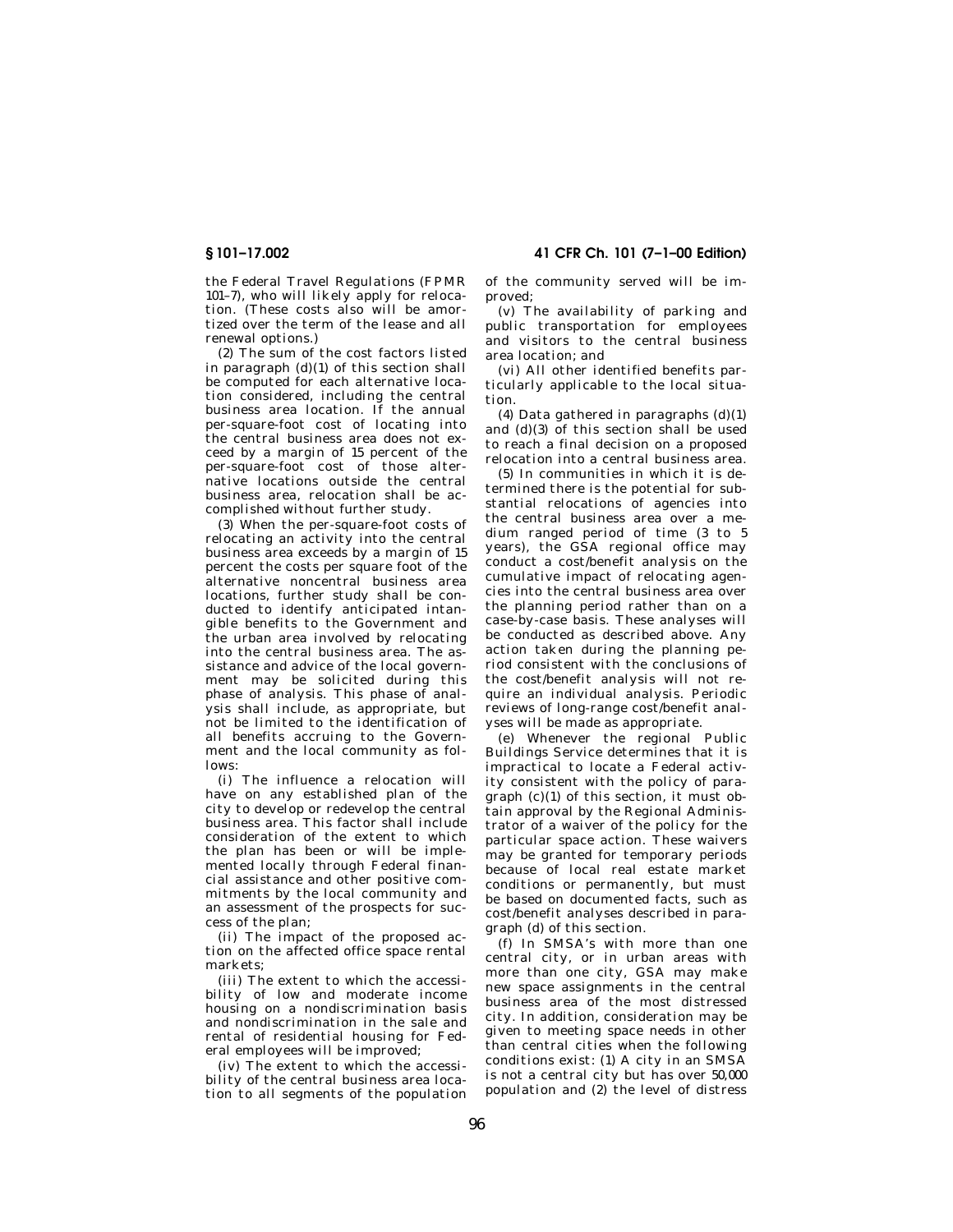the Federal Travel Regulations (FPMR 101–7), who will likely apply for relocation. (These costs also will be amortized over the term of the lease and all renewal options.)

(2) The sum of the cost factors listed in paragraph (d)(1) of this section shall be computed for each alternative location considered, including the central business area location. If the annual per-square-foot cost of locating into the central business area does not exceed by a margin of 15 percent of the per-square-foot cost of those alternative locations outside the central business area, relocation shall be accomplished without further study.

(3) When the per-square-foot costs of relocating an activity into the central business area exceeds by a margin of 15 percent the costs per square foot of the alternative noncentral business area locations, further study shall be conducted to identify anticipated intangible benefits to the Government and the urban area involved by relocating into the central business area. The assistance and advice of the local government may be solicited during this phase of analysis. This phase of analysis shall include, as appropriate, but not be limited to the identification of all benefits accruing to the Government and the local community as follows:

(i) The influence a relocation will have on any established plan of the city to develop or redevelop the central business area. This factor shall include consideration of the extent to which the plan has been or will be implemented locally through Federal financial assistance and other positive commitments by the local community and an assessment of the prospects for success of the plan;

(ii) The impact of the proposed action on the affected office space rental markets;

(iii) The extent to which the accessibility of low and moderate income housing on a nondiscrimination basis and nondiscrimination in the sale and rental of residential housing for Federal employees will be improved;

(iv) The extent to which the accessibility of the central business area location to all segments of the population of the community served will be improved;

(v) The availability of parking and public transportation for employees and visitors to the central business area location; and

(vi) All other identified benefits particularly applicable to the local situation.

(4) Data gathered in paragraphs (d)(1) and (d)(3) of this section shall be used to reach a final decision on a proposed relocation into a central business area.

(5) In communities in which it is determined there is the potential for substantial relocations of agencies into the central business area over a medium ranged period of time (3 to 5 years), the GSA regional office may conduct a cost/benefit analysis on the cumulative impact of relocating agencies into the central business area over the planning period rather than on a case-by-case basis. These analyses will be conducted as described above. Any action taken during the planning period consistent with the conclusions of the cost/benefit analysis will not require an individual analysis. Periodic reviews of long-range cost/benefit analyses will be made as appropriate.

(e) Whenever the regional Public Buildings Service determines that it is impractical to locate a Federal activity consistent with the policy of paragraph (c)(1) of this section, it must obtain approval by the Regional Administrator of a waiver of the policy for the particular space action. These waivers may be granted for temporary periods because of local real estate market conditions or permanently, but must be based on documented facts, such as cost/benefit analyses described in paragraph (d) of this section.

(f) In SMSA's with more than one central city, or in urban areas with more than one city, GSA may make new space assignments in the central business area of the most distressed city. In addition, consideration may be given to meeting space needs in other than central cities when the following conditions exist: (1) A city in an SMSA is not a central city but has over 50,000 population and (2) the level of distress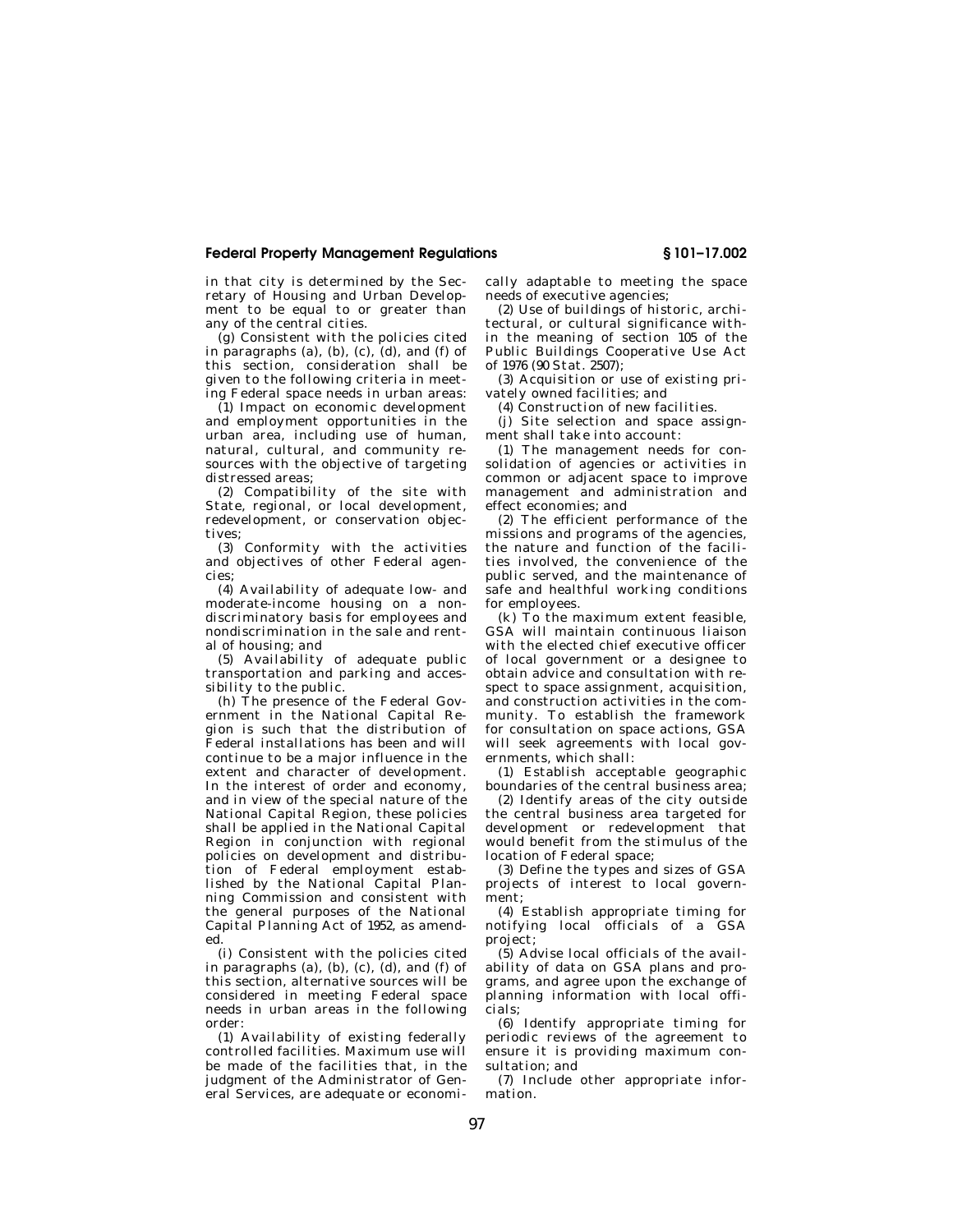in that city is determined by the Secretary of Housing and Urban Development to be equal to or greater than any of the central cities.

(g) Consistent with the policies cited in paragraphs (a), (b), (c), (d), and (f) of this section, consideration shall be given to the following criteria in meeting Federal space needs in urban areas:

(1) Impact on economic development and employment opportunities in the urban area, including use of human, natural, cultural, and community resources with the objective of targeting distressed areas;

(2) Compatibility of the site with State, regional, or local development, redevelopment, or conservation objectives;

(3) Conformity with the activities and objectives of other Federal agencies;

(4) Availability of adequate low- and moderate-income housing on a nondiscriminatory basis for employees and nondiscrimination in the sale and rental of housing; and

(5) Availability of adequate public transportation and parking and accessibility to the public.

(h) The presence of the Federal Government in the National Capital Region is such that the distribution of Federal installations has been and will continue to be a major influence in the extent and character of development. In the interest of order and economy, and in view of the special nature of the National Capital Region, these policies shall be applied in the National Capital Region in conjunction with regional policies on development and distribution of Federal employment established by the National Capital Planning Commission and consistent with the general purposes of the National Capital Planning Act of 1952, as amended.

(i) Consistent with the policies cited in paragraphs (a), (b), (c), (d), and (f) of this section, alternative sources will be considered in meeting Federal space needs in urban areas in the following order:

(1) Availability of existing federally controlled facilities. Maximum use will be made of the facilities that, in the judgment of the Administrator of General Services, are adequate or economically adaptable to meeting the space needs of executive agencies;

(2) Use of buildings of historic, architectural, or cultural significance within the meaning of section 105 of the Public Buildings Cooperative Use Act of 1976 (90 Stat. 2507);

(3) Acquisition or use of existing privately owned facilities; and

(4) Construction of new facilities.

(j) Site selection and space assignment shall take into account:

(1) The management needs for consolidation of agencies or activities in common or adjacent space to improve management and administration and effect economies; and

(2) The efficient performance of the missions and programs of the agencies, the nature and function of the facilities involved, the convenience of the public served, and the maintenance of safe and healthful working conditions for employees.

(k) To the maximum extent feasible, GSA will maintain continuous liaison with the elected chief executive officer of local government or a designee to obtain advice and consultation with respect to space assignment, acquisition, and construction activities in the community. To establish the framework for consultation on space actions, GSA will seek agreements with local governments, which shall:

(1) Establish acceptable geographic boundaries of the central business area;

(2) Identify areas of the city outside the central business area targeted for development or redevelopment that would benefit from the stimulus of the location of Federal space;

(3) Define the types and sizes of GSA projects of interest to local government;

(4) Establish appropriate timing for notifying local officials of a GSA project;

(5) Advise local officials of the availability of data on GSA plans and programs, and agree upon the exchange of planning information with local officials;

(6) Identify appropriate timing for periodic reviews of the agreement to ensure it is providing maximum consultation; and

(7) Include other appropriate information.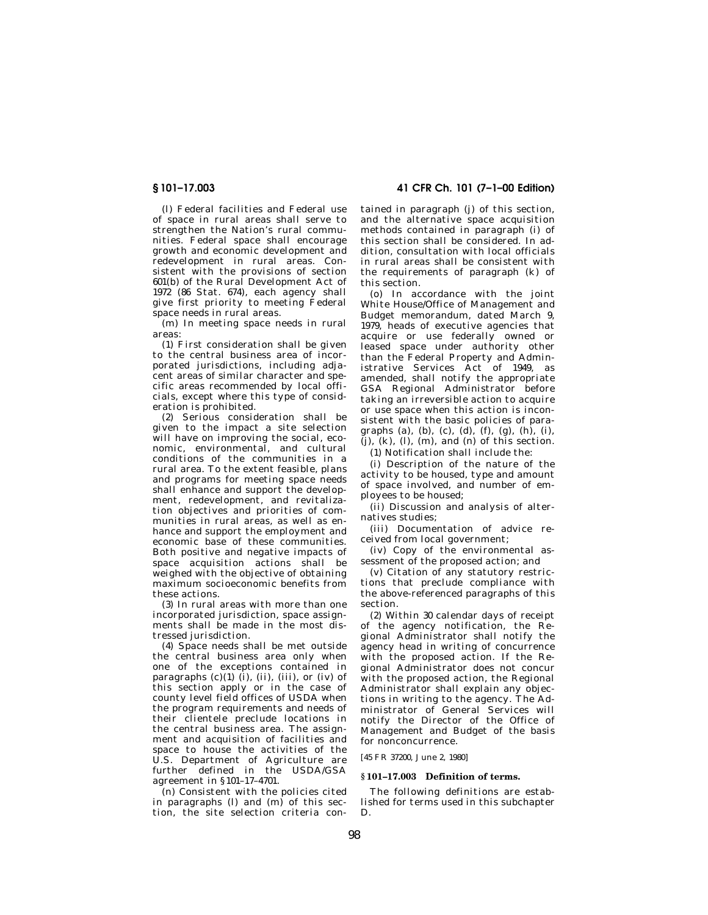(l) Federal facilities and Federal use of space in rural areas shall serve to strengthen the Nation's rural communities. Federal space shall encourage growth and economic development and redevelopment in rural areas. Consistent with the provisions of section 601(b) of the Rural Development Act of 1972 (86 Stat. 674), each agency shall give first priority to meeting Federal space needs in rural areas.

(m) In meeting space needs in rural areas:

(1) First consideration shall be given to the central business area of incorporated jurisdictions, including adjacent areas of similar character and specific areas recommended by local officials, except where this type of consideration is prohibited.

(2) Serious consideration shall be given to the impact a site selection will have on improving the social, economic, environmental, and cultural conditions of the communities in a rural area. To the extent feasible, plans and programs for meeting space needs shall enhance and support the development, redevelopment, and revitalization objectives and priorities of communities in rural areas, as well as enhance and support the employment and economic base of these communities. Both positive and negative impacts of space acquisition actions shall be weighed with the objective of obtaining maximum socioeconomic benefits from these actions.

(3) In rural areas with more than one incorporated jurisdiction, space assignments shall be made in the most distressed jurisdiction.

(4) Space needs shall be met outside the central business area only when one of the exceptions contained in paragraphs (c)(1) (i), (ii), (iii), or (iv) of this section apply or in the case of county level field offices of USDA when the program requirements and needs of their clientele preclude locations in the central business area. The assignment and acquisition of facilities and space to house the activities of the U.S. Department of Agriculture are further defined in the USDA/GSA agreement in §101–17–4701.

(n) Consistent with the policies cited in paragraphs (l) and (m) of this section, the site selection criteria contained in paragraph (j) of this section, and the alternative space acquisition methods contained in paragraph (i) of this section shall be considered. In addition, consultation with local officials in rural areas shall be consistent with the requirements of paragraph (k) of this section.

(o) In accordance with the joint White House/Office of Management and Budget memorandum, dated March 9, 1979, heads of executive agencies that acquire or use federally owned or leased space under authority other than the Federal Property and Administrative Services Act of 1949, as amended, shall notify the appropriate GSA Regional Administrator before taking an irreversible action to acquire or use space when this action is inconsistent with the basic policies of paragraphs (a), (b), (c), (d), (f), (g), (h), (i), (j), (k), (l), (m), and (n) of this section.

(1) Notification shall include the:

(i) Description of the nature of the activity to be housed, type and amount of space involved, and number of employees to be housed;

(ii) Discussion and analysis of alternatives studies;

(iii) Documentation of advice received from local government;

(iv) Copy of the environmental assessment of the proposed action; and

(v) Citation of any statutory restrictions that preclude compliance with the above-referenced paragraphs of this section.

(2) Within 30 calendar days of receipt of the agency notification, the Regional Administrator shall notify the agency head in writing of concurrence with the proposed action. If the Regional Administrator does not concur with the proposed action, the Regional Administrator shall explain any objections in writing to the agency. The Administrator of General Services will notify the Director of the Office of Management and Budget of the basis for nonconcurrence.

[45 FR 37200, June 2, 1980]

### §101–17.003 Definition of terms.

The following definitions are established for terms used in this subchapter D.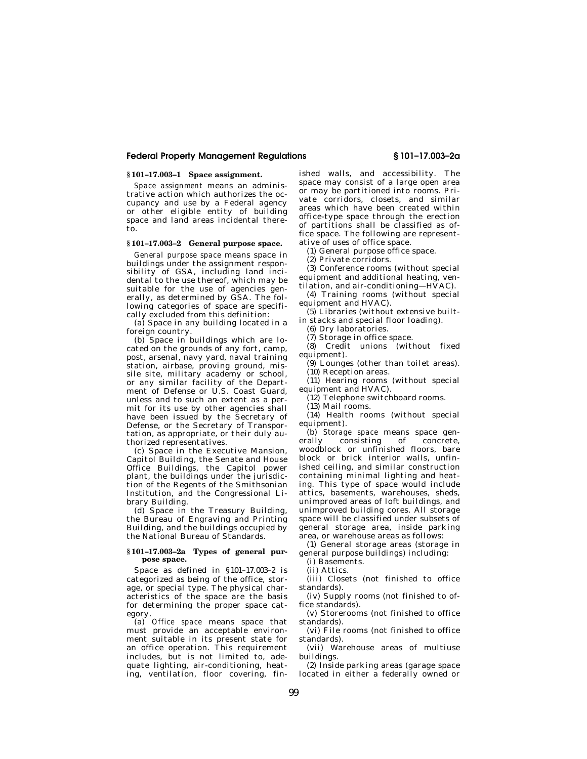### § 101–17.003–1 Space assignment.

*Space assignment* means an administrative action which authorizes the occupancy and use by a Federal agency or other eligible entity of building space and land areas incidental thereto.

### § 101–17.003–2 General purpose space.

*General purpose space* means space in buildings under the assignment responsibility of GSA, including land incidental to the use thereof, which may be suitable for the use of agencies generally, as determined by GSA. The following categories of space are specifically excluded from this definition:

(a) Space in any building located in a foreign country.

(b) Space in buildings which are located on the grounds of any fort, camp, post, arsenal, navy yard, naval training station, airbase, proving ground, missile site, military academy or school, or any similar facility of the Department of Defense or U.S. Coast Guard, unless and to such an extent as a permit for its use by other agencies shall have been issued by the Secretary of Defense, or the Secretary of Transportation, as appropriate, or their duly authorized representatives.

(c) Space in the Executive Mansion, Capitol Building, the Senate and House Office Buildings, the Capitol power plant, the buildings under the jurisdiction of the Regents of the Smithsonian Institution, and the Congressional Library Building.

(d) Space in the Treasury Building, the Bureau of Engraving and Printing Building, and the buildings occupied by the National Bureau of Standards.

### § 101–17.003–2a Types of general purpose space.

Space as defined in § 101–17.003–2 is categorized as being of the office, storage, or special type. The physical characteristics of the space are the basis for determining the proper space category.

(a) *Office space* means space that must provide an acceptable environment suitable in its present state for an office operation. This requirement includes, but is not limited to, adequate lighting, air-conditioning, heating, ventilation, floor covering, finished walls, and accessibility. The space may consist of a large open area or may be partitioned into rooms. Private corridors, closets, and similar areas which have been created within office-type space through the erection of partitions shall be classified as office space. The following are representative of uses of office space.

(1) General purpose office space.

(2) Private corridors.

(3) Conference rooms (without special equipment and additional heating, ventilation, and air-conditioning—HVAC).

(4) Training rooms (without special equipment and HVAC).

(5) Libraries (without extensive built-in stacks and special floor loading).

(6) Dry laboratories.

(7) Storage in office space.

(8) Credit unions (without fixed equipment).

(9) Lounges (other than toilet areas).

(10) Reception areas.

(11) Hearing rooms (without special equipment and HVAC).

(12) Telephone switchboard rooms.

(13) Mail rooms.

(14) Health rooms (without special equipment).

(b) *Storage space* means space generally consisting of concrete, woodblock or unfinished floors, bare block or brick interior walls, unfinished ceiling, and similar construction containing minimal lighting and heating. This type of space would include attics, basements, warehouses, sheds, unimproved areas of loft buildings, and unimproved building cores. All storage space will be classified under subsets of general storage area, inside parking area, or warehouse areas as follows:

(1) General storage areas (storage in general purpose buildings) including:

(i) Basements.

(ii) Attics.

(iii) Closets (not finished to office standards).

(iv) Supply rooms (not finished to office standards).

(v) Storerooms (not finished to office standards).

(vi) File rooms (not finished to office standards).

(vii) Warehouse areas of multiuse buildings.

(2) Inside parking areas (garage space located in either a federally owned or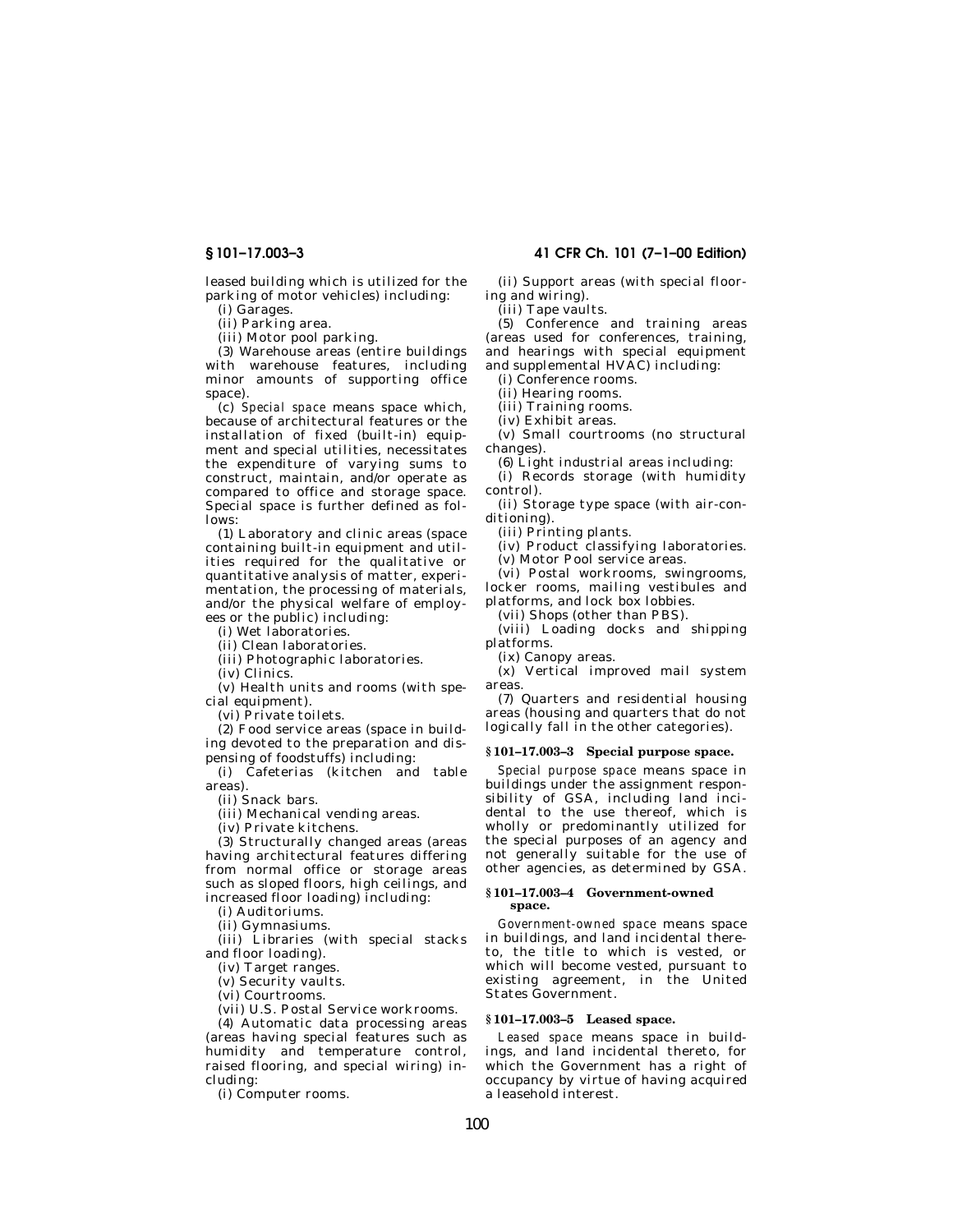leased building which is utilized for the parking of motor vehicles) including:

(i) Garages.

(ii) Parking area.

(iii) Motor pool parking.

(3) Warehouse areas (entire buildings with warehouse features, including minor amounts of supporting office space).

(c) *Special space* means space which, because of architectural features or the installation of fixed (built-in) equipment and special utilities, necessitates the expenditure of varying sums to construct, maintain, and/or operate as compared to office and storage space. Special space is further defined as follows:

(1) Laboratory and clinic areas (space containing built-in equipment and utilities required for the qualitative or quantitative analysis of matter, experimentation, the processing of materials, and/or the physical welfare of employees or the public) including:

(i) Wet laboratories.

(ii) Clean laboratories.

(iii) Photographic laboratories.

(iv) Clinics.

(v) Health units and rooms (with special equipment).

(vi) Private toilets.

(2) Food service areas (space in building devoted to the preparation and dispensing of foodstuffs) including:

(i) Cafeterias (kitchen and table areas).

(ii) Snack bars.

(iii) Mechanical vending areas.

(iv) Private kitchens.

(3) Structurally changed areas (areas having architectural features differing from normal office or storage areas such as sloped floors, high ceilings, and increased floor loading) including:

(i) Auditoriums.

(ii) Gymnasiums.

(iii) Libraries (with special stacks and floor loading).

(iv) Target ranges.

(v) Security vaults.

(vi) Courtrooms.

(vii) U.S. Postal Service workrooms.

(4) Automatic data processing areas (areas having special features such as humidity and temperature control, raised flooring, and special wiring) including:

(i) Computer rooms.

(ii) Support areas (with special flooring and wiring).

(iii) Tape vaults.

(5) Conference and training areas (areas used for conferences, training, and hearings with special equipment and supplemental HVAC) including:

(i) Conference rooms.

(ii) Hearing rooms.

(iii) Training rooms.

(iv) Exhibit areas.

(v) Small courtrooms (no structural changes).

(6) Light industrial areas including:

(i) Records storage (with humidity control).

(ii) Storage type space (with air-conditioning).

(iii) Printing plants.

(iv) Product classifying laboratories.

(v) Motor Pool service areas.

(vi) Postal workrooms, swingrooms, locker rooms, mailing vestibules and platforms, and lock box lobbies.

(vii) Shops (other than PBS).

(viii) Loading docks and shipping platforms.

(ix) Canopy areas.

(x) Vertical improved mail system areas.

(7) Quarters and residential housing areas (housing and quarters that do not logically fall in the other categories).

### § 101–17.003–3 Special purpose space.

*Special purpose space* means space in buildings under the assignment responsibility of GSA, including land incidental to the use thereof, which is wholly or predominantly utilized for the special purposes of an agency and not generally suitable for the use of other agencies, as determined by GSA.

### § 101–17.003–4 Government-owned space.

*Government-owned space* means space in buildings, and land incidental thereto, the title to which is vested, or which will become vested, pursuant to existing agreement, in the United States Government.

### § 101–17.003–5 Leased space.

*Leased space* means space in buildings, and land incidental thereto, for which the Government has a right of occupancy by virtue of having acquired a leasehold interest.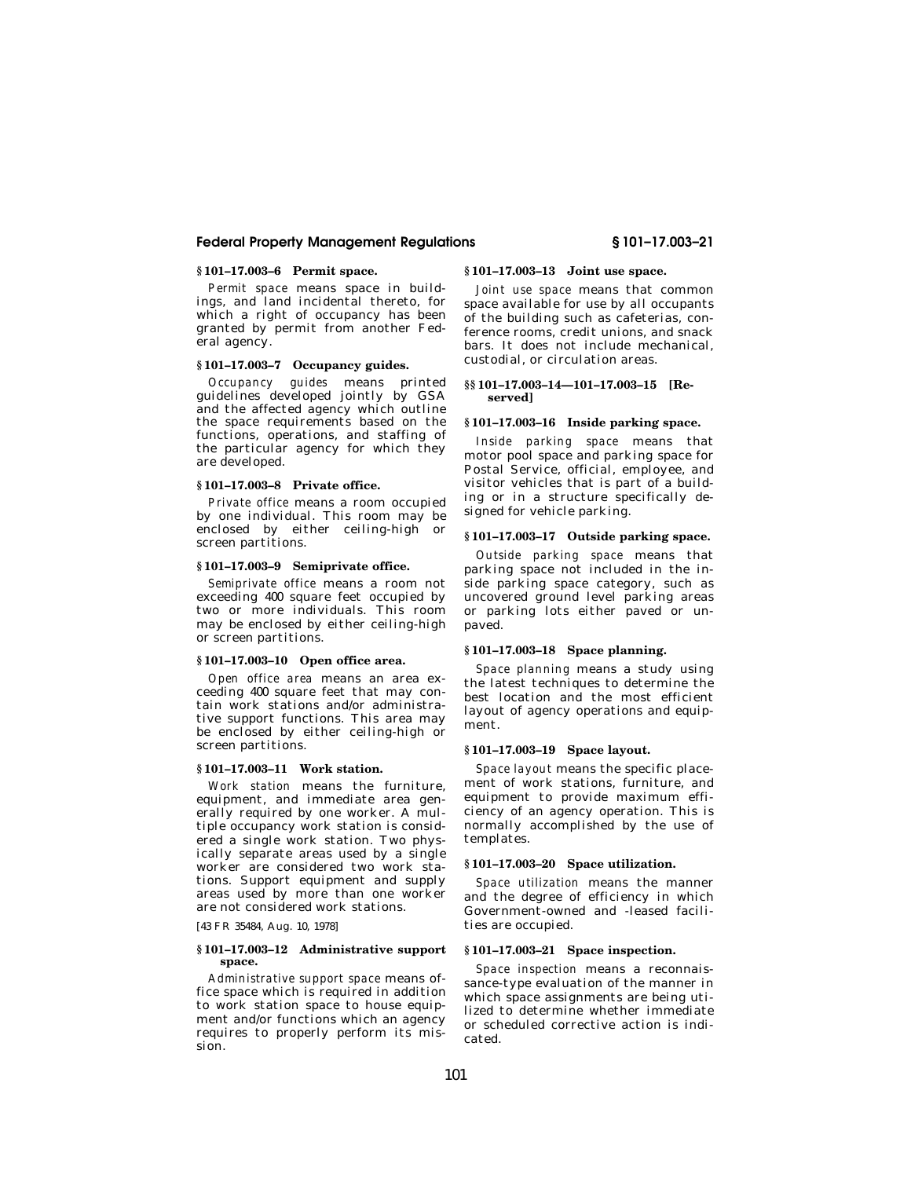### § 101–17.003–6 Permit space.

*Permit space* means space in buildings, and land incidental thereto, for which a right of occupancy has been granted by permit from another Federal agency.

### § 101–17.003–7 Occupancy guides.

*Occupancy guides* means printed guidelines developed jointly by GSA and the affected agency which outline the space requirements based on the functions, operations, and staffing of the particular agency for which they are developed.

### § 101–17.003–8 Private office.

*Private office* means a room occupied by one individual. This room may be enclosed by either ceiling-high or screen partitions.

### § 101–17.003–9 Semiprivate office.

*Semiprivate office* means a room not exceeding 400 square feet occupied by two or more individuals. This room may be enclosed by either ceiling-high or screen partitions.

### § 101–17.003–10 Open office area.

*Open office area* means an area exceeding 400 square feet that may contain work stations and/or administrative support functions. This area may be enclosed by either ceiling-high or screen partitions.

### § 101–17.003–11 Work station.

*Work station* means the furniture, equipment, and immediate area generally required by one worker. A multiple occupancy work station is considered a single work station. Two physically separate areas used by a single worker are considered two work stations. Support equipment and supply areas used by more than one worker are not considered work stations.

[43 FR 35484, Aug. 10, 1978]

### § 101–17.003–12 Administrative support space.

*Administrative support space* means office space which is required in addition to work station space to house equipment and/or functions which an agency requires to properly perform its mission.

### § 101–17.003–13 Joint use space.

*Joint use space* means that common space available for use by all occupants of the building such as cafeterias, conference rooms, credit unions, and snack bars. It does not include mechanical, custodial, or circulation areas.

### §§ 101–17.003–14—101–17.003–15 [Reserved]

### § 101–17.003–16 Inside parking space.

*Inside parking space* means that motor pool space and parking space for Postal Service, official, employee, and visitor vehicles that is part of a building or in a structure specifically designed for vehicle parking.

### § 101–17.003–17 Outside parking space.

*Outside parking space* means that parking space not included in the inside parking space category, such as uncovered ground level parking areas or parking lots either paved or unpaved.

### § 101–17.003–18 Space planning.

*Space planning* means a study using the latest techniques to determine the best location and the most efficient layout of agency operations and equipment.

### § 101–17.003–19 Space layout.

*Space layout* means the specific placement of work stations, furniture, and equipment to provide maximum efficiency of an agency operation. This is normally accomplished by the use of templates.

### § 101–17.003–20 Space utilization.

*Space utilization* means the manner and the degree of efficiency in which Government-owned and -leased facilities are occupied.

### § 101–17.003–21 Space inspection.

*Space inspection* means a reconnaissance-type evaluation of the manner in which space assignments are being utilized to determine whether immediate or scheduled corrective action is indicated.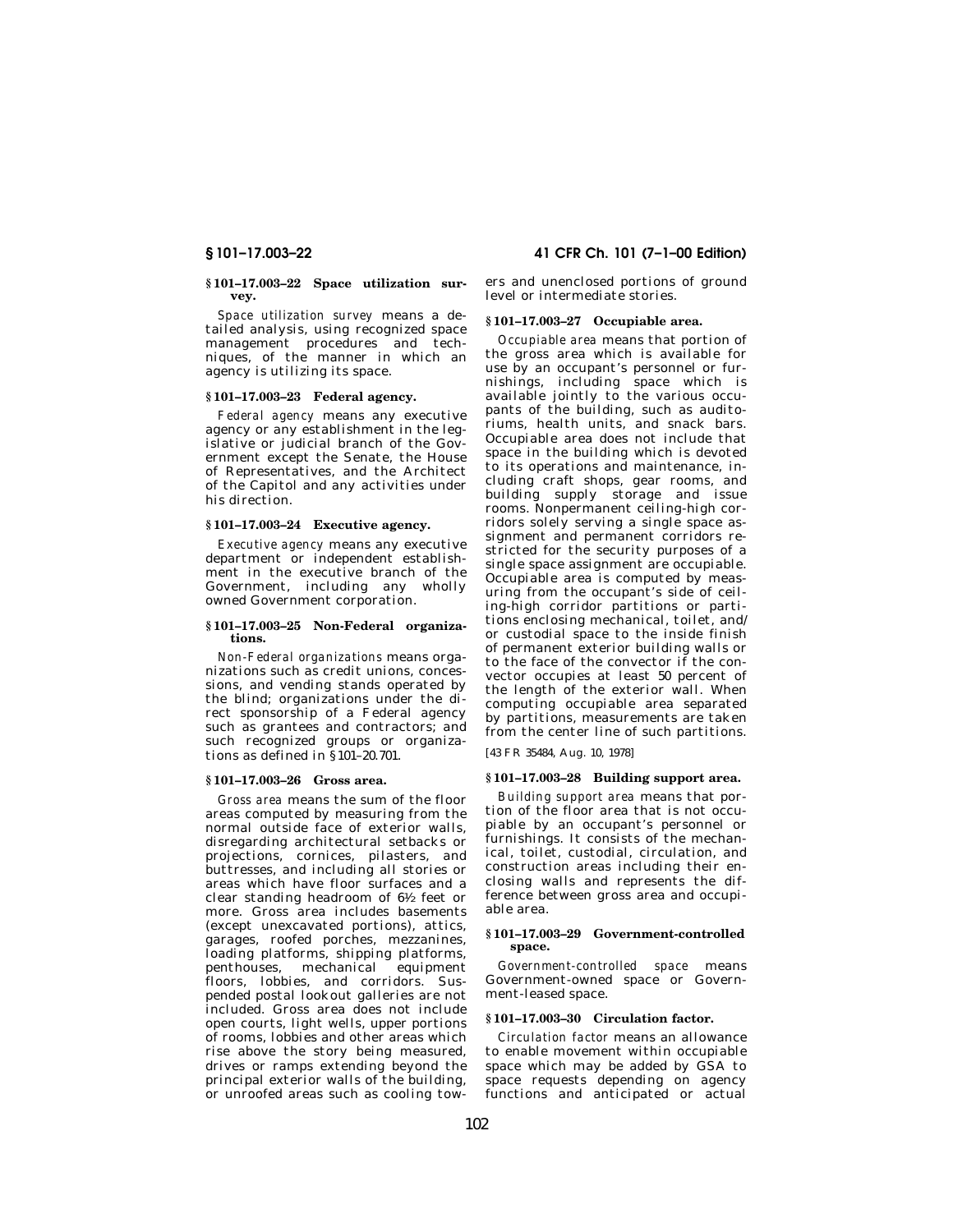### § 101–17.003–22 Space utilization survey.

*Space utilization survey* means a detailed analysis, using recognized space management procedures and techniques, of the manner in which an agency is utilizing its space.

### § 101–17.003–23 Federal agency.

*Federal agency* means any executive agency or any establishment in the legislative or judicial branch of the Government except the Senate, the House of Representatives, and the Architect of the Capitol and any activities under his direction.

### § 101–17.003–24 Executive agency.

*Executive agency* means any executive department or independent establishment in the executive branch of the Government, including any wholly owned Government corporation.

### § 101–17.003–25 Non-Federal organizations.

*Non-Federal organizations* means organizations such as credit unions, concessions, and vending stands operated by the blind; organizations under the direct sponsorship of a Federal agency such as grantees and contractors; and such recognized groups or organizations as defined in § 101–20.701.

### § 101–17.003–26 Gross area.

*Gross area* means the sum of the floor areas computed by measuring from the normal outside face of exterior walls, disregarding architectural setbacks or projections, cornices, pilasters, and buttresses, and including all stories or areas which have floor surfaces and a clear standing headroom of 6½ feet or more. Gross area includes basements (except unexcavated portions), attics, garages, roofed porches, mezzanines, loading platforms, shipping platforms, penthouses, mechanical equipment floors, lobbies, and corridors. Suspended postal lookout galleries are not included. Gross area does not include open courts, light wells, upper portions of rooms, lobbies and other areas which rise above the story being measured, drives or ramps extending beyond the principal exterior walls of the building, or unroofed areas such as cooling towers and unenclosed portions of ground level or intermediate stories.

### § 101–17.003–27 Occupiable area.

*Occupiable area* means that portion of the gross area which is available for use by an occupant's personnel or furnishings, including space which is available jointly to the various occupants of the building, such as auditoriums, health units, and snack bars. Occupiable area does not include that space in the building which is devoted to its operations and maintenance, including craft shops, gear rooms, and building supply storage and issue rooms. Nonpermanent ceiling-high corridors solely serving a single space assignment and permanent corridors restricted for the security purposes of a single space assignment are occupiable. Occupiable area is computed by measuring from the occupant's side of ceiling-high corridor partitions or partitions enclosing mechanical, toilet, and/or custodial space to the inside finish of permanent exterior building walls or to the face of the convector if the convector occupies at least 50 percent of the length of the exterior wall. When computing occupiable area separated by partitions, measurements are taken from the center line of such partitions.

[43 FR 35484, Aug. 10, 1978]

### § 101–17.003–28 Building support area.

*Building support area* means that portion of the floor area that is not occupiable by an occupant's personnel or furnishings. It consists of the mechanical, toilet, custodial, circulation, and construction areas including their enclosing walls and represents the difference between gross area and occupiable area.

### § 101–17.003–29 Government-controlled space.

*Government-controlled space* means Government-owned space or Government-leased space.

### § 101–17.003–30 Circulation factor.

*Circulation factor* means an allowance to enable movement within occupiable space which may be added by GSA to space requests depending on agency functions and anticipated or actual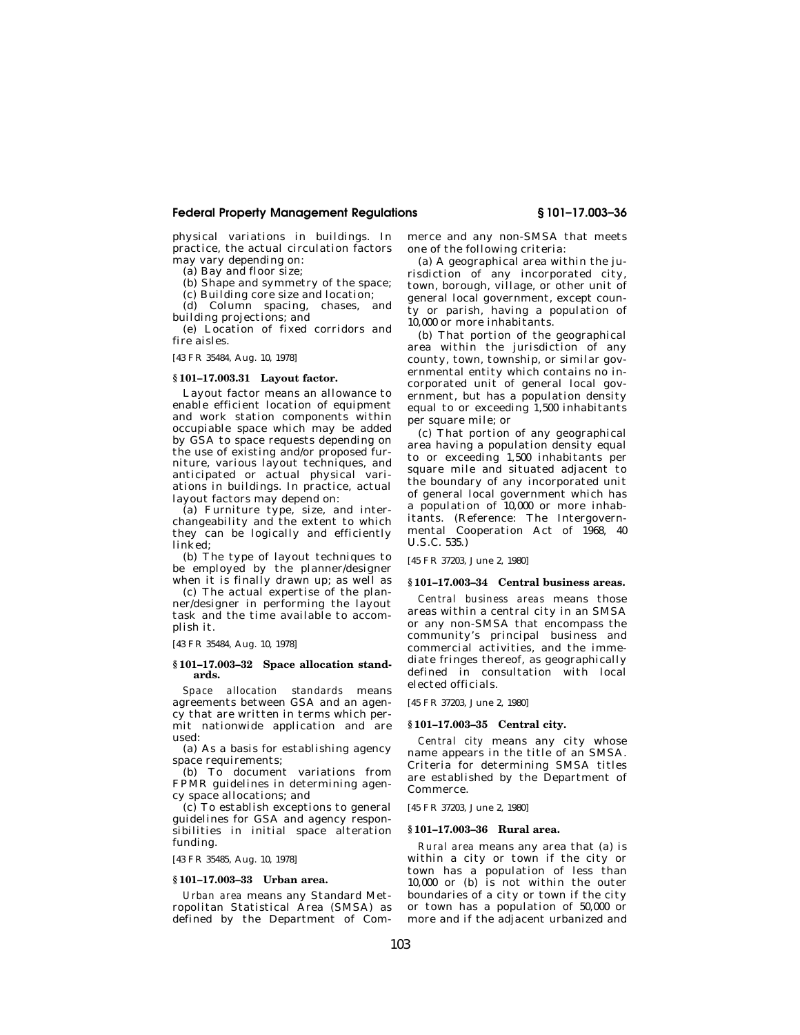physical variations in buildings. In practice, the actual circulation factors may vary depending on:

(a) Bay and floor size;

(b) Shape and symmetry of the space;

(c) Building core size and location;

(d) Column spacing, chases, and building projections; and

(e) Location of fixed corridors and fire aisles.

[43 FR 35484, Aug. 10, 1978]

### § 101–17.003–31 Layout factor.

Layout factor means an allowance to enable efficient location of equipment and work station components within occupiable space which may be added by GSA to space requests depending on the use of existing and/or proposed furniture, various layout techniques, and anticipated or actual physical variations in buildings. In practice, actual layout factors may depend on:

(a) Furniture type, size, and interchangeability and the extent to which they can be logically and efficiently linked;

(b) The type of layout techniques to be employed by the planner/designer when it is finally drawn up; as well as

(c) The actual expertise of the planner/designer in performing the layout task and the time available to accomplish it.

[43 FR 35484, Aug. 10, 1978]

### § 101–17.003–32 Space allocation standards.

*Space allocation standards* means agreements between GSA and an agency that are written in terms which permit nationwide application and are used:

(a) As a basis for establishing agency space requirements;

(b) To document variations from FPMR guidelines in determining agency space allocations; and

(c) To establish exceptions to general guidelines for GSA and agency responsibilities in initial space alteration funding.

[43 FR 35485, Aug. 10, 1978]

### § 101–17.003–33 Urban area.

*Urban area* means any Standard Metropolitan Statistical Area (SMSA) as defined by the Department of Commerce and any non-SMSA that meets one of the following criteria:

(a) A geographical area within the jurisdiction of any incorporated city, town, borough, village, or other unit of general local government, except county or parish, having a population of 10,000 or more inhabitants.

(b) That portion of the geographical area within the jurisdiction of any county, town, township, or similar governmental entity which contains no incorporated unit of general local government, but has a population density equal to or exceeding 1,500 inhabitants per square mile; or

(c) That portion of any geographical area having a population density equal to or exceeding 1,500 inhabitants per square mile and situated adjacent to the boundary of any incorporated unit of general local government which has a population of 10,000 or more inhabitants. (Reference: The Intergovernmental Cooperation Act of 1968, 40 U.S.C. 535.)

[45 FR 37203, June 2, 1980]

### § 101–17.003–34 Central business areas.

*Central business areas* means those areas within a central city in an SMSA or any non-SMSA that encompass the community's principal business and commercial activities, and the immediate fringes thereof, as geographically defined in consultation with local elected officials.

[45 FR 37203, June 2, 1980]

### § 101–17.003–35 Central city.

*Central city* means any city whose name appears in the title of an SMSA. Criteria for determining SMSA titles are established by the Department of Commerce.

[45 FR 37203, June 2, 1980]

### § 101–17.003–36 Rural area.

*Rural area* means any area that (a) is within a city or town if the city or town has a population of less than 10,000 or (b) is not within the outer boundaries of a city or town if the city or town has a population of 50,000 or more and if the adjacent urbanized and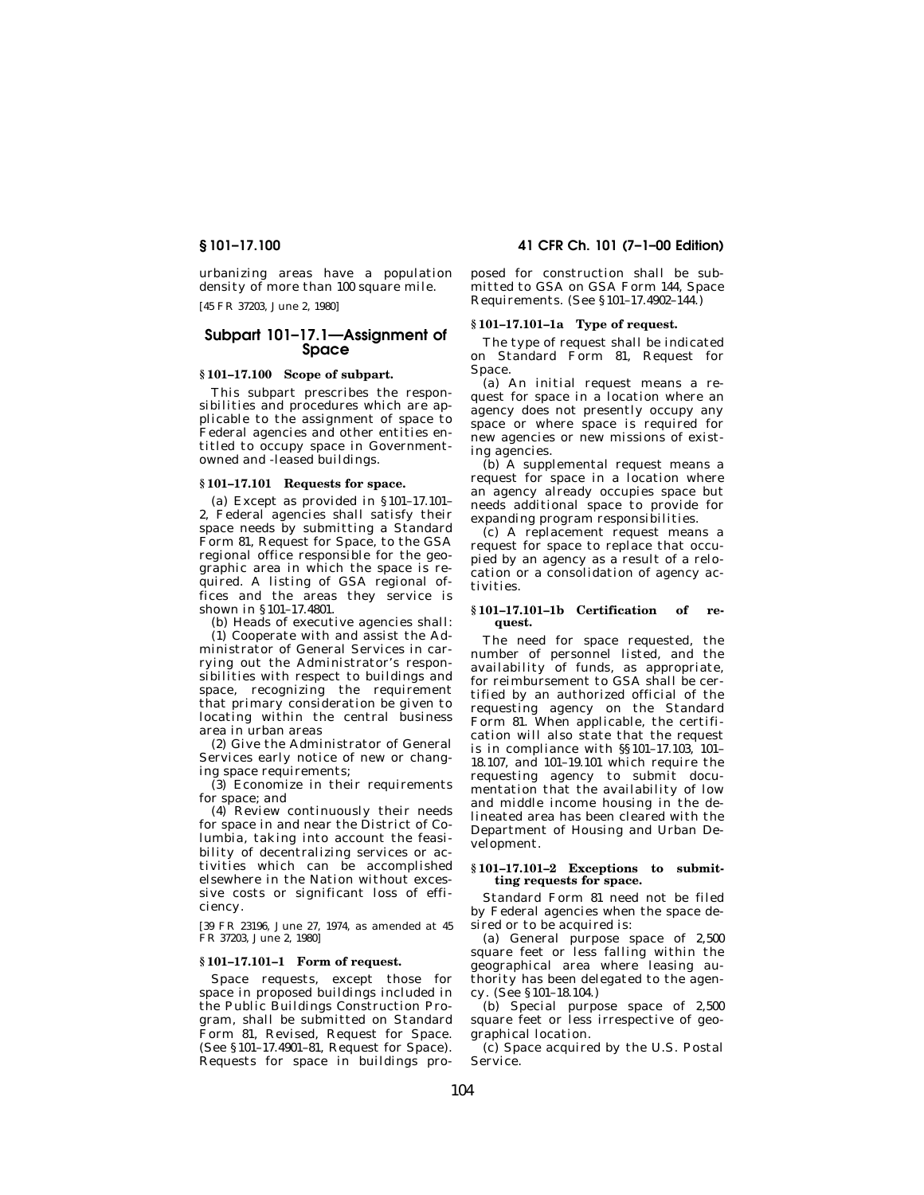urbanizing areas have a population density of more than 100 square mile.

[45 FR 37203, June 2, 1980]

## Subpart 101–17.1—Assignment of Space

### § 101–17.100 Scope of subpart.

This subpart prescribes the responsibilities and procedures which are applicable to the assignment of space to Federal agencies and other entities entitled to occupy space in Government-owned and -leased buildings.

### § 101–17.101 Requests for space.

(a) Except as provided in § 101–17.101–2, Federal agencies shall satisfy their space needs by submitting a Standard Form 81, Request for Space, to the GSA regional office responsible for the geographic area in which the space is required. A listing of GSA regional offices and the areas they service is shown in § 101–17.4801.

(b) Heads of executive agencies shall:

(1) Cooperate with and assist the Administrator of General Services in carrying out the Administrator's responsibilities with respect to buildings and space, recognizing the requirement that primary consideration be given to locating within the central business area in urban areas

(2) Give the Administrator of General Services early notice of new or changing space requirements;

(3) Economize in their requirements for space; and

(4) Review continuously their needs for space in and near the District of Columbia, taking into account the feasibility of decentralizing services or activities which can be accomplished elsewhere in the Nation without excessive costs or significant loss of efficiency.

[39 FR 23196, June 27, 1974, as amended at 45 FR 37203, June 2, 1980]

### § 101–17.101–1 Form of request.

Space requests, except those for space in proposed buildings included in the Public Buildings Construction Program, shall be submitted on Standard Form 81, Revised, Request for Space. (See § 101–17.4901–81, Request for Space). Requests for space in buildings proposed for construction shall be submitted to GSA on GSA Form 144, Space Requirements. (See § 101–17.4902–144.)

### § 101–17.101–1a Type of request.

The type of request shall be indicated on Standard Form 81, Request for Space.

(a) An initial request means a request for space in a location where an agency does not presently occupy any space or where space is required for new agencies or new missions of existing agencies.

(b) A supplemental request means a request for space in a location where an agency already occupies space but needs additional space to provide for expanding program responsibilities.

(c) A replacement request means a request for space to replace that occupied by an agency as a result of a relocation or a consolidation of agency activities.

### § 101–17.101–1b Certification of request.

The need for space requested, the number of personnel listed, and the availability of funds, as appropriate, for reimbursement to GSA shall be certified by an authorized official of the requesting agency on the Standard Form 81. When applicable, the certification will also state that the request is in compliance with §§ 101–17.103, 101–18.107, and 101–19.101 which require the requesting agency to submit documentation that the availability of low and middle income housing in the delineated area has been cleared with the Department of Housing and Urban Development.

### § 101–17.101–2 Exceptions to submitting requests for space.

Standard Form 81 need not be filed by Federal agencies when the space desired or to be acquired is:

(a) General purpose space of 2,500 square feet or less falling within the geographical area where leasing authority has been delegated to the agency. (See § 101–18.104.)

(b) Special purpose space of 2,500 square feet or less irrespective of geographical location.

(c) Space acquired by the U.S. Postal Service.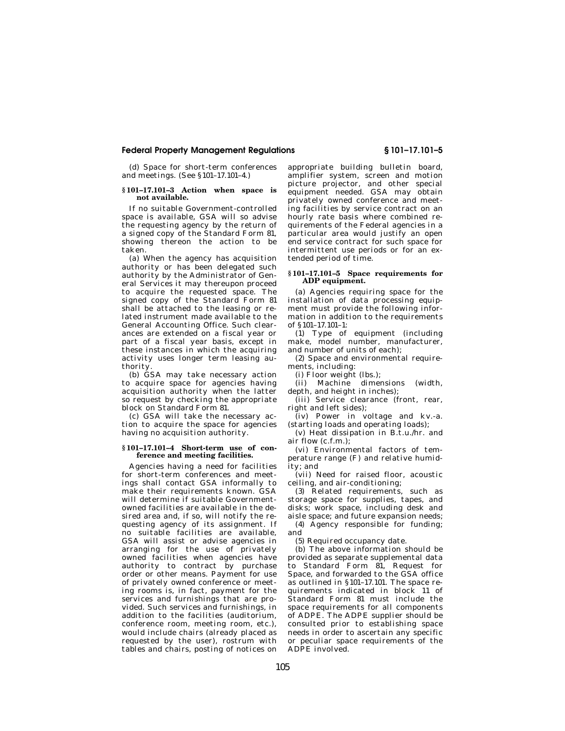(d) Space for short-term conferences and meetings. (See §101–17.101–4.)

### §101–17.101–3 Action when space is not available.

If no suitable Government-controlled space is available, GSA will so advise the requesting agency by the return of a signed copy of the Standard Form 81, showing thereon the action to be taken.

(a) When the agency has acquisition authority or has been delegated such authority by the Administrator of General Services it may thereupon proceed to acquire the requested space. The signed copy of the Standard Form 81 shall be attached to the leasing or related instrument made available to the General Accounting Office. Such clearances are extended on a fiscal year or part of a fiscal year basis, except in these instances in which the acquiring activity uses longer term leasing authority.

(b) GSA may take necessary action to acquire space for agencies having acquisition authority when the latter so request by checking the appropriate block on Standard Form 81.

(c) GSA will take the necessary action to acquire the space for agencies having no acquisition authority.

### §101–17.101–4 Short-term use of conference and meeting facilities.

Agencies having a need for facilities for short-term conferences and meetings shall contact GSA informally to make their requirements known. GSA will determine if suitable Government-owned facilities are available in the desired area and, if so, will notify the requesting agency of its assignment. If no suitable facilities are available, GSA will assist or advise agencies in arranging for the use of privately owned facilities when agencies have authority to contract by purchase order or other means. Payment for use of privately owned conference or meeting rooms is, in fact, payment for the services and furnishings that are provided. Such services and furnishings, in addition to the facilities (auditorium, conference room, meeting room, etc.), would include chairs (already placed as requested by the user), rostrum with tables and chairs, posting of notices on appropriate building bulletin board, amplifier system, screen and motion picture projector, and other special equipment needed. GSA may obtain privately owned conference and meeting facilities by service contract on an hourly rate basis where combined requirements of the Federal agencies in a particular area would justify an open end service contract for such space for intermittent use periods or for an extended period of time.

### §101–17.101–5 Space requirements for ADP equipment.

(a) Agencies requiring space for the installation of data processing equipment must provide the following information in addition to the requirements of §101–17.101–1:

(1) Type of equipment (including make, model number, manufacturer, and number of units of each);

(2) Space and environmental requirements, including:

(i) Floor weight (lbs.);

(ii) Machine dimensions (width, depth, and height in inches);

(iii) Service clearance (front, rear, right and left sides);

(iv) Power in voltage and kv.-a. (starting loads and operating loads);

(v) Heat dissipation in B.t.u./hr. and air flow (c.f.m.);

(vi) Environmental factors of temperature range (F) and relative humidity; and

(vii) Need for raised floor, acoustic ceiling, and air-conditioning;

(3) Related requirements, such as storage space for supplies, tapes, and disks; work space, including desk and aisle space; and future expansion needs;

(4) Agency responsible for funding; and

(5) Required occupancy date.

(b) The above information should be provided as separate supplemental data to Standard Form 81, Request for Space, and forwarded to the GSA office as outlined in §101–17.101. The space requirements indicated in block 11 of Standard Form 81 must include the space requirements for all components of ADPE. The ADPE supplier should be consulted prior to establishing space needs in order to ascertain any specific or peculiar space requirements of the ADPE involved.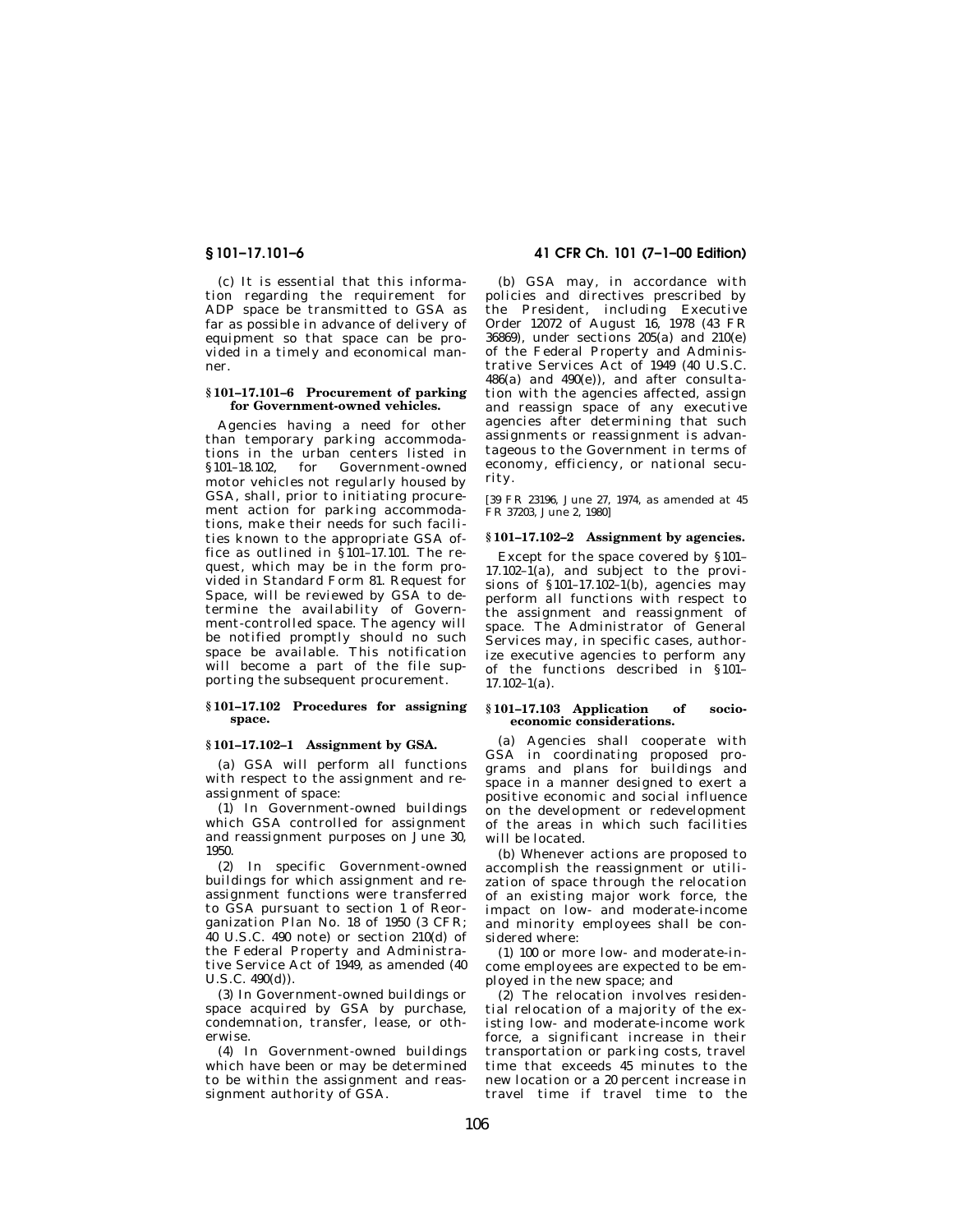(c) It is essential that this information regarding the requirement for ADP space be transmitted to GSA as far as possible in advance of delivery of equipment so that space can be provided in a timely and economical manner.

### § 101–17.101–6 Procurement of parking for Government-owned vehicles.

Agencies having a need for other than temporary parking accommodations in the urban centers listed in § 101–18.102, for Government-owned motor vehicles not regularly housed by GSA, shall, prior to initiating procurement action for parking accommodations, make their needs for such facilities known to the appropriate GSA office as outlined in § 101–17.101. The request, which may be in the form provided in Standard Form 81. Request for Space, will be reviewed by GSA to determine the availability of Government-controlled space. The agency will be notified promptly should no such space be available. This notification will become a part of the file supporting the subsequent procurement.

### § 101–17.102 Procedures for assigning space.

### § 101–17.102–1 Assignment by GSA.

(a) GSA will perform all functions with respect to the assignment and reassignment of space:

(1) In Government-owned buildings which GSA controlled for assignment and reassignment purposes on June 30, 1950.

(2) In specific Government-owned buildings for which assignment and reassignment functions were transferred to GSA pursuant to section 1 of Reorganization Plan No. 18 of 1950 (3 CFR; 40 U.S.C. 490 note) or section 210(d) of the Federal Property and Administrative Service Act of 1949, as amended (40 U.S.C. 490(d)).

(3) In Government-owned buildings or space acquired by GSA by purchase, condemnation, transfer, lease, or otherwise.

(4) In Government-owned buildings which have been or may be determined to be within the assignment and reassignment authority of GSA.

(b) GSA may, in accordance with policies and directives prescribed by the President, including Executive Order 12072 of August 16, 1978 (43 FR 36869), under sections 205(a) and 210(e) of the Federal Property and Administrative Services Act of 1949 (40 U.S.C. 486(a) and 490(e)), and after consultation with the agencies affected, assign and reassign space of any executive agencies after determining that such assignments or reassignment is advantageous to the Government in terms of economy, efficiency, or national security.

[39 FR 23196, June 27, 1974, as amended at 45 FR 37203, June 2, 1980]

### § 101–17.102–2 Assignment by agencies.

Except for the space covered by § 101–17.102–1(a), and subject to the provisions of § 101–17.102–1(b), agencies may perform all functions with respect to the assignment and reassignment of space. The Administrator of General Services may, in specific cases, authorize executive agencies to perform any of the functions described in § 101–17.102–1(a).

### § 101–17.103 Application of socioeconomic considerations.

(a) Agencies shall cooperate with GSA in coordinating proposed programs and plans for buildings and space in a manner designed to exert a positive economic and social influence on the development or redevelopment of the areas in which such facilities will be located.

(b) Whenever actions are proposed to accomplish the reassignment or utilization of space through the relocation of an existing major work force, the impact on low- and moderate-income and minority employees shall be considered where:

(1) 100 or more low- and moderate-income employees are expected to be employed in the new space; and

(2) The relocation involves residential relocation of a majority of the existing low- and moderate-income work force, a significant increase in their transportation or parking costs, travel time that exceeds 45 minutes to the new location or a 20 percent increase in travel time if travel time to the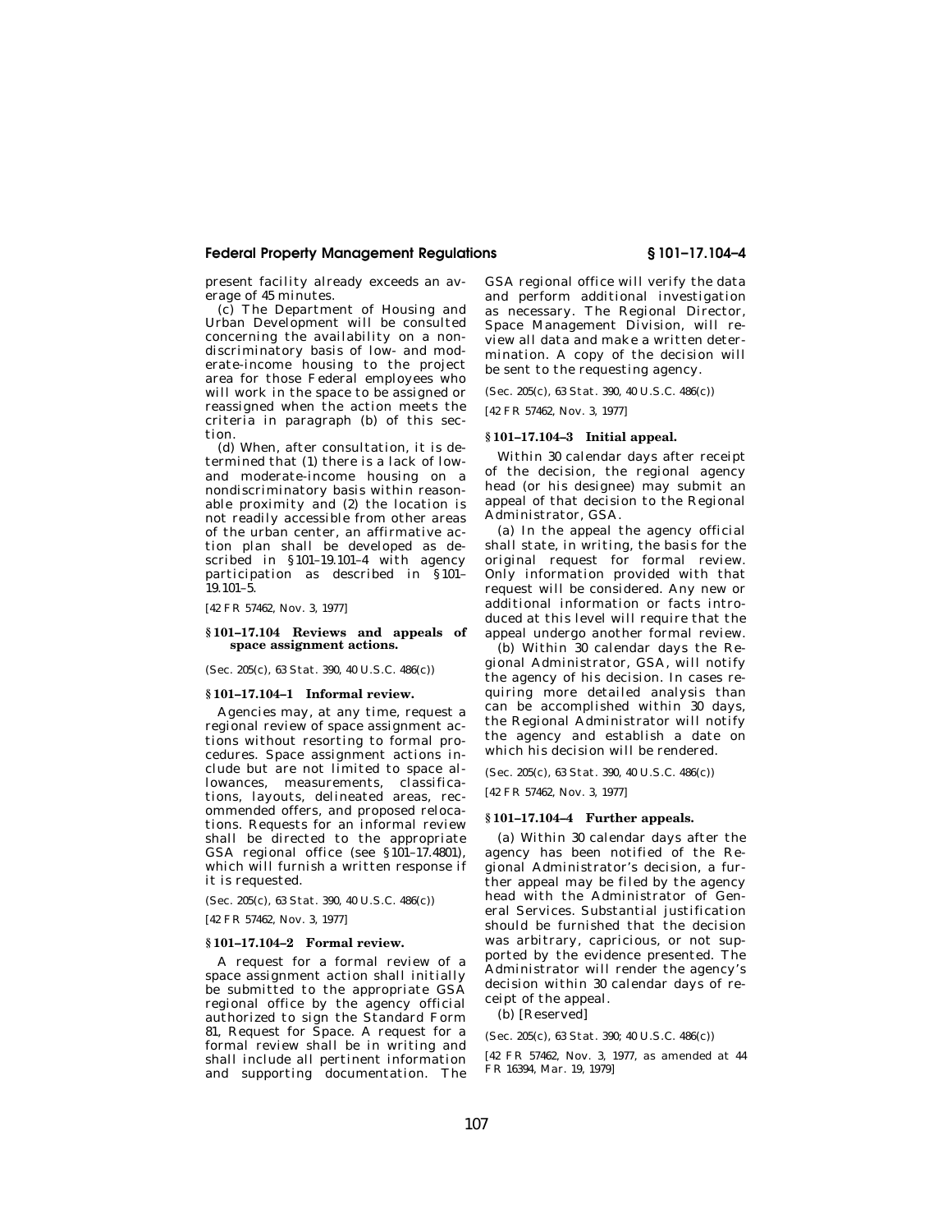present facility already exceeds an average of 45 minutes.

(c) The Department of Housing and Urban Development will be consulted concerning the availability on a nondiscriminatory basis of low- and moderate-income housing to the project area for those Federal employees who will work in the space to be assigned or reassigned when the action meets the criteria in paragraph (b) of this section.

(d) When, after consultation, it is determined that (1) there is a lack of low- and moderate-income housing on a nondiscriminatory basis within reasonable proximity and (2) the location is not readily accessible from other areas of the urban center, an affirmative action plan shall be developed as described in §101–19.101–4 with agency participation as described in §101–19.101–5.

[42 FR 57462, Nov. 3, 1977]

### §101–17.104 Reviews and appeals of space assignment actions.

(Sec. 205(c), 63 Stat. 390, 40 U.S.C. 486(c))

### §101–17.104–1 Informal review.

Agencies may, at any time, request a regional review of space assignment actions without resorting to formal procedures. Space assignment actions include but are not limited to space allowances, measurements, classifications, layouts, delineated areas, recommended offers, and proposed relocations. Requests for an informal review shall be directed to the appropriate GSA regional office (see §101–17.4801), which will furnish a written response if it is requested.

(Sec. 205(c), 63 Stat. 390, 40 U.S.C. 486(c))

[42 FR 57462, Nov. 3, 1977]

### §101–17.104–2 Formal review.

A request for a formal review of a space assignment action shall initially be submitted to the appropriate GSA regional office by the agency official authorized to sign the Standard Form 81, Request for Space. A request for a formal review shall be in writing and shall include all pertinent information and supporting documentation. The GSA regional office will verify the data and perform additional investigation as necessary. The Regional Director, Space Management Division, will review all data and make a written determination. A copy of the decision will be sent to the requesting agency.

(Sec. 205(c), 63 Stat. 390, 40 U.S.C. 486(c))

[42 FR 57462, Nov. 3, 1977]

### §101–17.104–3 Initial appeal.

Within 30 calendar days after receipt of the decision, the regional agency head (or his designee) may submit an appeal of that decision to the Regional Administrator, GSA.

(a) In the appeal the agency official shall state, in writing, the basis for the original request for formal review. Only information provided with that request will be considered. Any new or additional information or facts introduced at this level will require that the appeal undergo another formal review.

(b) Within 30 calendar days the Regional Administrator, GSA, will notify the agency of his decision. In cases requiring more detailed analysis than can be accomplished within 30 days, the Regional Administrator will notify the agency and establish a date on which his decision will be rendered.

(Sec. 205(c), 63 Stat. 390, 40 U.S.C. 486(c))

[42 FR 57462, Nov. 3, 1977]

### §101–17.104–4 Further appeals.

(a) Within 30 calendar days after the agency has been notified of the Regional Administrator's decision, a further appeal may be filed by the agency head with the Administrator of General Services. Substantial justification should be furnished that the decision was arbitrary, capricious, or not supported by the evidence presented. The Administrator will render the agency's decision within 30 calendar days of receipt of the appeal.

(b) [Reserved]

(Sec. 205(c), 63 Stat. 390; 40 U.S.C. 486(c))

[42 FR 57462, Nov. 3, 1977, as amended at 44 FR 16394, Mar. 19, 1979]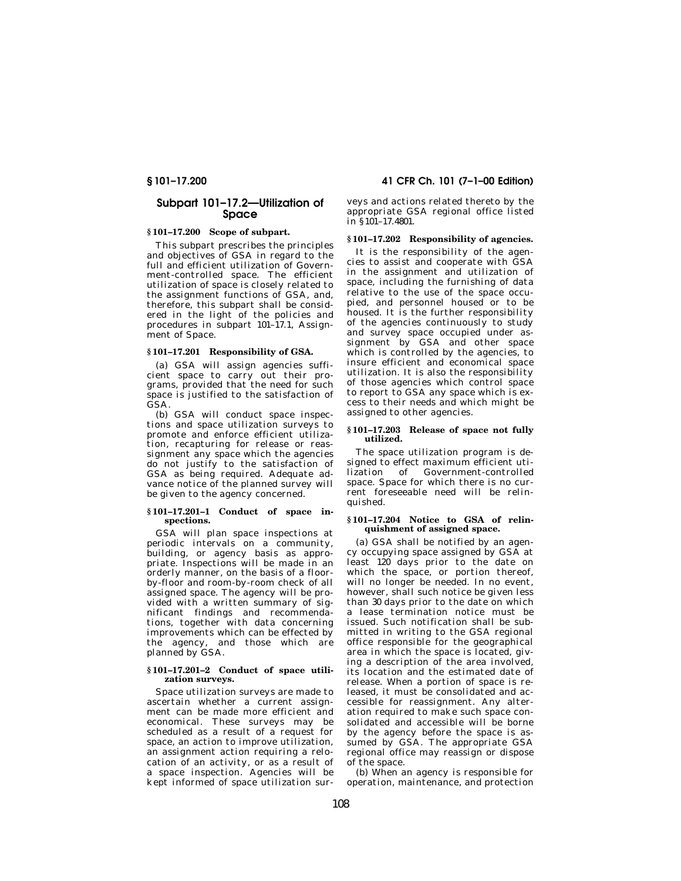## Subpart 101–17.2—Utilization of Space

### § 101–17.200 Scope of subpart.

This subpart prescribes the principles and objectives of GSA in regard to the full and efficient utilization of Government-controlled space. The efficient utilization of space is closely related to the assignment functions of GSA, and, therefore, this subpart shall be considered in the light of the policies and procedures in subpart 101–17.1, Assignment of Space.

### § 101–17.201 Responsibility of GSA.

(a) GSA will assign agencies sufficient space to carry out their programs, provided that the need for such space is justified to the satisfaction of GSA.

(b) GSA will conduct space inspections and space utilization surveys to promote and enforce efficient utilization, recapturing for release or reassignment any space which the agencies do not justify to the satisfaction of GSA as being required. Adequate advance notice of the planned survey will be given to the agency concerned.

### § 101–17.201–1 Conduct of space inspections.

GSA will plan space inspections at periodic intervals on a community, building, or agency basis as appropriate. Inspections will be made in an orderly manner, on the basis of a floor-by-floor and room-by-room check of all assigned space. The agency will be provided with a written summary of significant findings and recommendations, together with data concerning improvements which can be effected by the agency, and those which are planned by GSA.

### § 101–17.201–2 Conduct of space utilization surveys.

Space utilization surveys are made to ascertain whether a current assignment can be made more efficient and economical. These surveys may be scheduled as a result of a request for space, an action to improve utilization, an assignment action requiring a relocation of an activity, or as a result of a space inspection. Agencies will be kept informed of space utilization surveys and actions related thereto by the appropriate GSA regional office listed in § 101–17.4801.

### § 101–17.202 Responsibility of agencies.

It is the responsibility of the agencies to assist and cooperate with GSA in the assignment and utilization of space, including the furnishing of data relative to the use of the space occupied, and personnel housed or to be housed. It is the further responsibility of the agencies continuously to study and survey space occupied under assignment by GSA and other space which is controlled by the agencies, to insure efficient and economical space utilization. It is also the responsibility of those agencies which control space to report to GSA any space which is excess to their needs and which might be assigned to other agencies.

### § 101–17.203 Release of space not fully utilized.

The space utilization program is designed to effect maximum efficient utilization of Government-controlled space. Space for which there is no current foreseeable need will be relinquished.

### § 101–17.204 Notice to GSA of relinquishment of assigned space.

(a) GSA shall be notified by an agency occupying space assigned by GSA at least 120 days prior to the date on which the space, or portion thereof, will no longer be needed. In no event, however, shall such notice be given less than 30 days prior to the date on which a lease termination notice must be issued. Such notification shall be submitted in writing to the GSA regional office responsible for the geographical area in which the space is located, giving a description of the area involved, its location and the estimated date of release. When a portion of space is released, it must be consolidated and accessible for reassignment. Any alteration required to make such space consolidated and accessible will be borne by the agency before the space is assumed by GSA. The appropriate GSA regional office may reassign or dispose of the space.

(b) When an agency is responsible for operation, maintenance, and protection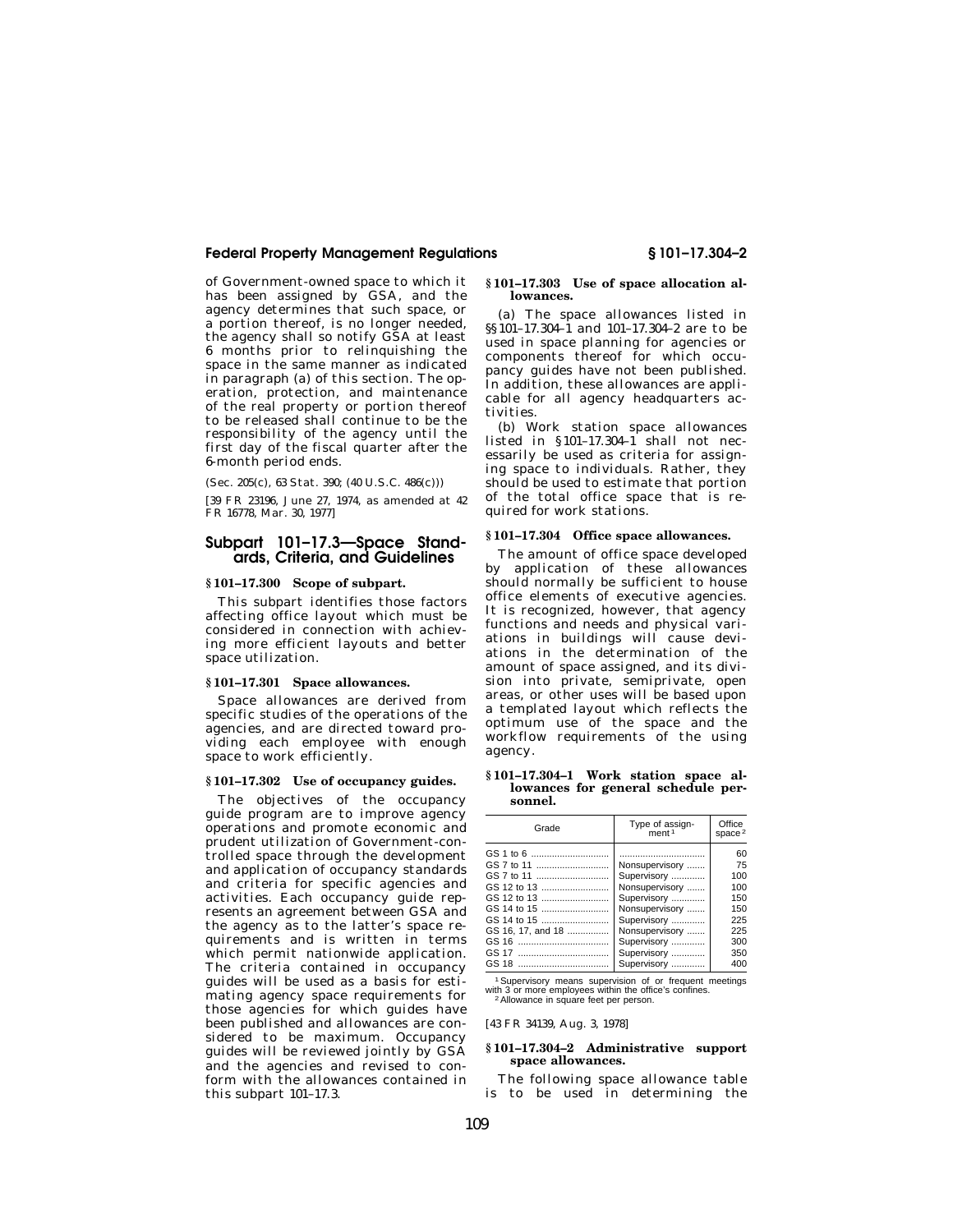of Government-owned space to which it has been assigned by GSA, and the agency determines that such space, or a portion thereof, is no longer needed, the agency shall so notify GSA at least 6 months prior to relinquishing the space in the same manner as indicated in paragraph (a) of this section. The operation, protection, and maintenance of the real property or portion thereof to be released shall continue to be the responsibility of the agency until the first day of the fiscal quarter after the 6-month period ends.

(Sec. 205(c), 63 Stat. 390; (40 U.S.C. 486(c)))

[39 FR 23196, June 27, 1974, as amended at 42 FR 16778, Mar. 30, 1977]

## Subpart 101–17.3—Space Standards, Criteria, and Guidelines

### § 101–17.300 Scope of subpart.

This subpart identifies those factors affecting office layout which must be considered in connection with achieving more efficient layouts and better space utilization.

### § 101–17.301 Space allowances.

Space allowances are derived from specific studies of the operations of the agencies, and are directed toward providing each employee with enough space to work efficiently.

### § 101–17.302 Use of occupancy guides.

The objectives of the occupancy guide program are to improve agency operations and promote economic and prudent utilization of Government-controlled space through the development and application of occupancy standards and criteria for specific agencies and activities. Each occupancy guide represents an agreement between GSA and the agency as to the latter's space requirements and is written in terms which permit nationwide application. The criteria contained in occupancy guides will be used as a basis for estimating agency space requirements for those agencies for which guides have been published and allowances are considered to be maximum. Occupancy guides will be reviewed jointly by GSA and the agencies and revised to conform with the allowances contained in this subpart 101–17.3.

### § 101–17.303 Use of space allocation allowances.

(a) The space allowances listed in §§ 101–17.304–1 and 101–17.304–2 are to be used in space planning for agencies or components thereof for which occupancy guides have not been published. In addition, these allowances are applicable for all agency headquarters activities.

(b) Work station space allowances listed in § 101–17.304–1 shall not necessarily be used as criteria for assigning space to individuals. Rather, they should be used to estimate that portion of the total office space that is required for work stations.

### § 101–17.304 Office space allowances.

The amount of office space developed by application of these allowances should normally be sufficient to house office elements of executive agencies. It is recognized, however, that agency functions and needs and physical variations in buildings will cause deviations in the determination of the amount of space assigned, and its division into private, semiprivate, open areas, or other uses will be based upon a templated layout which reflects the optimum use of the space and the workflow requirements of the using agency.

### § 101–17.304–1 Work station space allowances for general schedule personnel.

| Grade | Type of assignment [1] | Office space [2] |
|---|---|---|
| GS 1 to 6 | | 60 |
| GS 7 to 11 | Nonsupervisory | 75 |
| GS 7 to 11 | Supervisory | 100 |
| GS 12 to 13 | Nonsupervisory | 100 |
| GS 12 to 13 | Supervisory | 150 |
| GS 14 to 15 | Nonsupervisory | 150 |
| GS 14 to 15 | Supervisory | 225 |
| GS 16, 17, and 18 | Nonsupervisory | 225 |
| GS 16 | Supervisory | 300 |
| GS 17 | Supervisory | 350 |
| GS 18 | Supervisory | 400 |

[1] Supervisory means supervision of or frequent meetings with 3 or more employees within the office's confines.
[2] Allowance in square feet per person.

[43 FR 34139, Aug. 3, 1978]

### § 101–17.304–2 Administrative support space allowances.

The following space allowance table is to be used in determining the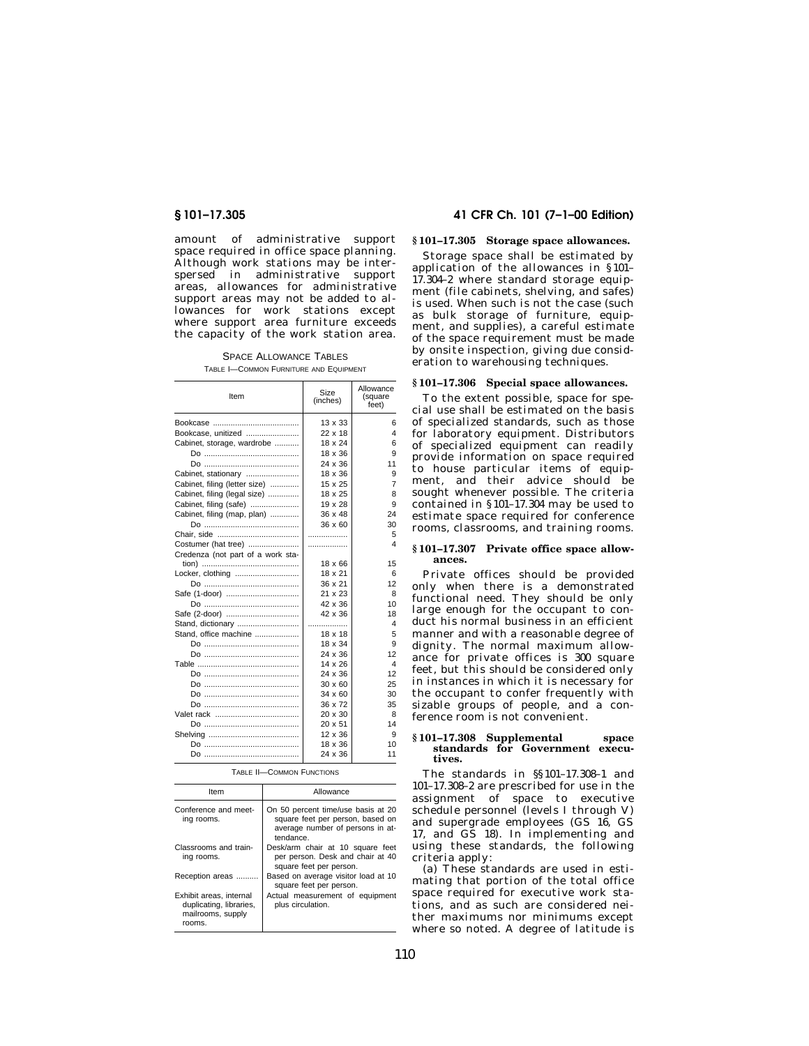amount of administrative support space required in office space planning. Although work stations may be interspersed in administrative support areas, allowances for administrative support areas may not be added to allowances for work stations except where support area furniture exceeds the capacity of the work station area.

SPACE ALLOWANCE TABLES

TABLE I—COMMON FURNITURE AND EQUIPMENT

| Item | Size (inches) | Allowance (square feet) |
|---|---|---|
| Bookcase | 13 x 33 | 6 |
| Bookcase, unitized | 22 x 18 | 4 |
| Cabinet, storage, wardrobe | 18 x 24 | 6 |
| Do | 18 x 36 | 9 |
| Do | 24 x 36 | 11 |
| Cabinet, stationary | 18 x 36 | 9 |
| Cabinet, filing (letter size) | 15 x 25 | 7 |
| Cabinet, filing (legal size) | 18 x 25 | 8 |
| Cabinet, filing (safe) | 19 x 28 | 9 |
| Cabinet, filing (map, plan) | 36 x 48 | 24 |
| Do | 36 x 60 | 30 |
| Chair, side | .................. | 5 |
| Costumer (hat tree) | .................. | 4 |
| Credenza (not part of a work station) | 18 x 66 | 15 |
| Locker, clothing | 18 x 21 | 6 |
| Do | 36 x 21 | 12 |
| Safe (1-door) | 21 x 23 | 8 |
| Do | 42 x 36 | 10 |
| Safe (2-door) | 42 x 36 | 18 |
| Stand, dictionary | .................. | 4 |
| Stand, office machine | 18 x 18 | 5 |
| Do | 18 x 34 | 9 |
| Do | 24 x 36 | 12 |
| Table | 14 x 26 | 4 |
| Do | 24 x 36 | 12 |
| Do | 30 x 60 | 25 |
| Do | 34 x 60 | 30 |
| Do | 36 x 72 | 35 |
| Valet rack | 20 x 30 | 8 |
| Do | 20 x 51 | 14 |
| Shelving | 12 x 36 | 9 |
| Do | 18 x 36 | 10 |
| Do | 24 x 36 | 11 |

TABLE II—COMMON FUNCTIONS

| Item | Allowance |
|---|---|
| Conference and meeting rooms. | On 50 percent time/use basis at 20 square feet per person, based on average number of persons in attendance. |
| Classrooms and training rooms. | Desk/arm chair at 10 square feet per person. Desk and chair at 40 square feet per person. |
| Reception areas | Based on average visitor load at 10 square feet per person. |
| Exhibit areas, internal duplicating, libraries, mailrooms, supply rooms. | Actual measurement of equipment plus circulation. |

### § 101–17.305 Storage space allowances.

Storage space shall be estimated by application of the allowances in § 101–17.304–2 where standard storage equipment (file cabinets, shelving, and safes) is used. When such is not the case (such as bulk storage of furniture, equipment, and supplies), a careful estimate of the space requirement must be made by onsite inspection, giving due consideration to warehousing techniques.

### § 101–17.306 Special space allowances.

To the extent possible, space for special use shall be estimated on the basis of specialized standards, such as those for laboratory equipment. Distributors of specialized equipment can readily provide information on space required to house particular items of equipment, and their advice should be sought whenever possible. The criteria contained in § 101–17.304 may be used to estimate space required for conference rooms, classrooms, and training rooms.

### § 101–17.307 Private office space allowances.

Private offices should be provided only when there is a demonstrated functional need. They should be only large enough for the occupant to conduct his normal business in an efficient manner and with a reasonable degree of dignity. The normal maximum allowance for private offices is 300 square feet, but this should be considered only in instances in which it is necessary for the occupant to confer frequently with sizable groups of people, and a conference room is not convenient.

### § 101–17.308 Supplemental space standards for Government executives.

The standards in §§ 101–17.308–1 and 101–17.308–2 are prescribed for use in the assignment of space to executive schedule personnel (levels I through V) and supergrade employees (GS 16, GS 17, and GS 18). In implementing and using these standards, the following criteria apply:

(a) These standards are used in estimating that portion of the total office space required for executive work stations, and as such are considered neither maximums nor minimums except where so noted. A degree of latitude is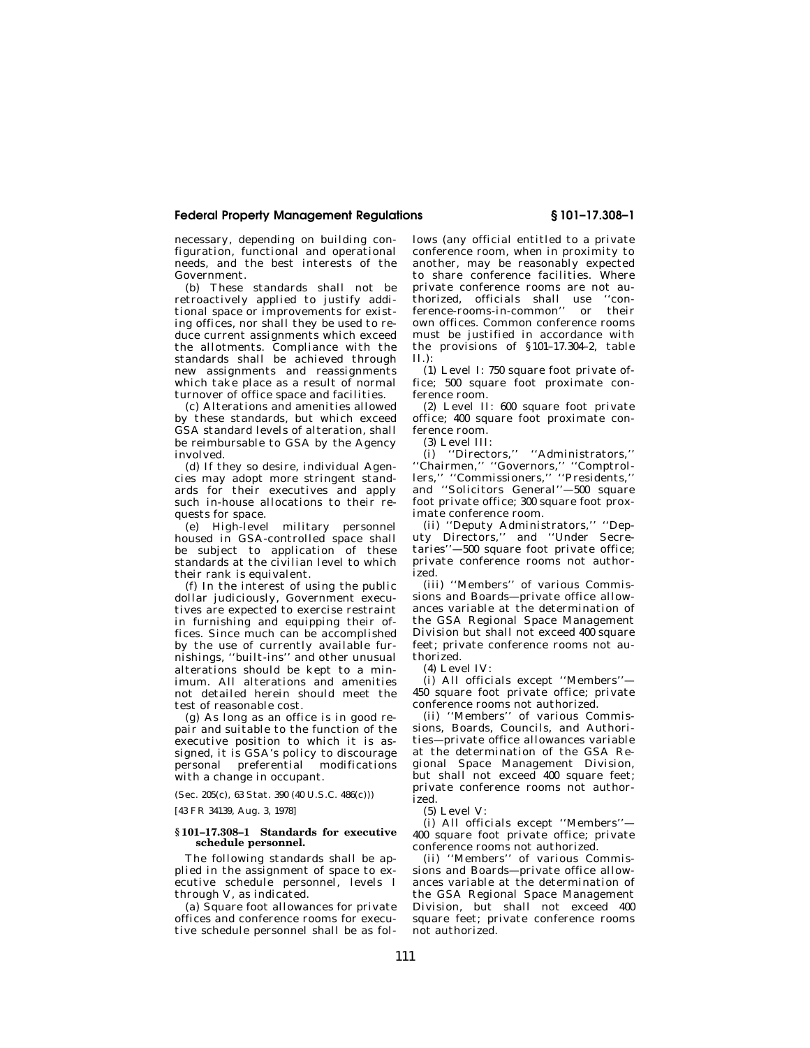necessary, depending on building configuration, functional and operational needs, and the best interests of the Government.

(b) These standards shall not be retroactively applied to justify additional space or improvements for existing offices, nor shall they be used to reduce current assignments which exceed the allotments. Compliance with the standards shall be achieved through new assignments and reassignments which take place as a result of normal turnover of office space and facilities.

(c) Alterations and amenities allowed by these standards, but which exceed GSA standard levels of alteration, shall be reimbursable to GSA by the Agency involved.

(d) If they so desire, individual Agencies may adopt more stringent standards for their executives and apply such in-house allocations to their requests for space.

(e) High-level military personnel housed in GSA-controlled space shall be subject to application of these standards at the civilian level to which their rank is equivalent.

(f) In the interest of using the public dollar judiciously, Government executives are expected to exercise restraint in furnishing and equipping their offices. Since much can be accomplished by the use of currently available furnishings, ''built-ins'' and other unusual alterations should be kept to a minimum. All alterations and amenities not detailed herein should meet the test of reasonable cost.

(g) As long as an office is in good repair and suitable to the function of the executive position to which it is assigned, it is GSA's policy to discourage personal preferential modifications with a change in occupant.

(Sec. 205(c), 63 Stat. 390 (40 U.S.C. 486(c)))

[43 FR 34139, Aug. 3, 1978]

### § 101–17.308–1 Standards for executive schedule personnel.

The following standards shall be applied in the assignment of space to executive schedule personnel, levels I through V, as indicated.

(a) Square foot allowances for private offices and conference rooms for executive schedule personnel shall be as follows (any official entitled to a private conference room, when in proximity to another, may be reasonably expected to share conference facilities. Where private conference rooms are not authorized, officials shall use ''conference-rooms-in-common'' or their own offices. Common conference rooms must be justified in accordance with the provisions of §101–17.304–2, table II.):

(1) Level I: 750 square foot private office; 500 square foot proximate conference room.

(2) Level II: 600 square foot private office; 400 square foot proximate conference room.

(3) Level III:

(i) ''Directors,'' ''Administrators,'' ''Chairmen,'' ''Governors,'' ''Comptrollers,'' ''Commissioners,'' ''Presidents,'' and ''Solicitors General''—500 square foot private office; 300 square foot proximate conference room.

(ii) ''Deputy Administrators,'' ''Deputy Directors,'' and ''Under Secretaries''—500 square foot private office; private conference rooms not authorized.

(iii) ''Members'' of various Commissions and Boards—private office allowances variable at the determination of the GSA Regional Space Management Division but shall not exceed 400 square feet; private conference rooms not authorized.

(4) Level IV:

(i) All officials except ''Members''—450 square foot private office; private conference rooms not authorized.

(ii) ''Members'' of various Commissions, Boards, Councils, and Authorities—private office allowances variable at the determination of the GSA Regional Space Management Division, but shall not exceed 400 square feet; private conference rooms not authorized.

(5) Level V:

(i) All officials except ''Members''—400 square foot private office; private conference rooms not authorized.

(ii) ''Members'' of various Commissions and Boards—private office allowances variable at the determination of the GSA Regional Space Management Division, but shall not exceed 400 square feet; private conference rooms not authorized.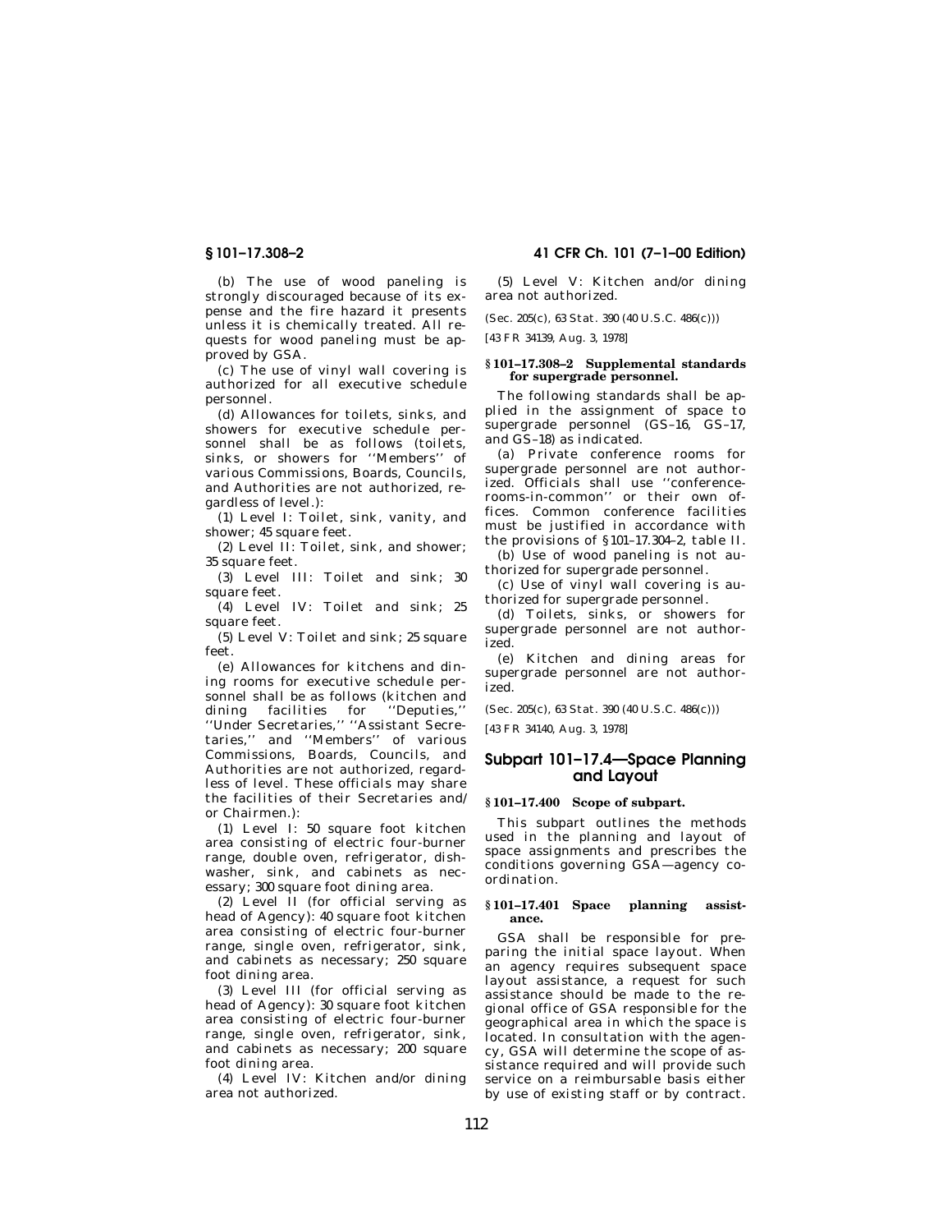(b) The use of wood paneling is strongly discouraged because of its expense and the fire hazard it presents unless it is chemically treated. All requests for wood paneling must be approved by GSA.

(c) The use of vinyl wall covering is authorized for all executive schedule personnel.

(d) Allowances for toilets, sinks, and showers for executive schedule personnel shall be as follows (toilets, sinks, or showers for ''Members'' of various Commissions, Boards, Councils, and Authorities are not authorized, regardless of level.):

(1) Level I: Toilet, sink, vanity, and shower; 45 square feet.

(2) Level II: Toilet, sink, and shower; 35 square feet.

(3) Level III: Toilet and sink; 30 square feet.

(4) Level IV: Toilet and sink; 25 square feet.

(5) Level V: Toilet and sink; 25 square feet.

(e) Allowances for kitchens and dining rooms for executive schedule personnel shall be as follows (kitchen and dining facilities for ''Deputies,'' ''Under Secretaries,'' ''Assistant Secretaries,'' and ''Members'' of various Commissions, Boards, Councils, and Authorities are not authorized, regardless of level. These officials may share the facilities of their Secretaries and/or Chairmen.):

(1) Level I: 50 square foot kitchen area consisting of electric four-burner range, double oven, refrigerator, dishwasher, sink, and cabinets as necessary; 300 square foot dining area.

(2) Level II (for official serving as head of Agency): 40 square foot kitchen area consisting of electric four-burner range, single oven, refrigerator, sink, and cabinets as necessary; 250 square foot dining area.

(3) Level III (for official serving as head of Agency): 30 square foot kitchen area consisting of electric four-burner range, single oven, refrigerator, sink, and cabinets as necessary; 200 square foot dining area.

(4) Level IV: Kitchen and/or dining area not authorized.

(5) Level V: Kitchen and/or dining area not authorized.

(Sec. 205(c), 63 Stat. 390 (40 U.S.C. 486(c)))

[43 FR 34139, Aug. 3, 1978]

#### § 101–17.308–2 Supplemental standards for supergrade personnel.

The following standards shall be applied in the assignment of space to supergrade personnel (GS–16, GS–17, and GS–18) as indicated.

(a) Private conference rooms for supergrade personnel are not authorized. Officials shall use ''conference-rooms-in-common'' or their own offices. Common conference facilities must be justified in accordance with the provisions of § 101–17.304–2, table II.

(b) Use of wood paneling is not authorized for supergrade personnel.

(c) Use of vinyl wall covering is authorized for supergrade personnel.

(d) Toilets, sinks, or showers for supergrade personnel are not authorized.

(e) Kitchen and dining areas for supergrade personnel are not authorized.

(Sec. 205(c), 63 Stat. 390 (40 U.S.C. 486(c)))

[43 FR 34140, Aug. 3, 1978]

## Subpart 101–17.4—Space Planning and Layout

#### § 101–17.400 Scope of subpart.

This subpart outlines the methods used in the planning and layout of space assignments and prescribes the conditions governing GSA—agency coordination.

#### § 101–17.401 Space planning assistance.

GSA shall be responsible for preparing the initial space layout. When an agency requires subsequent space layout assistance, a request for such assistance should be made to the regional office of GSA responsible for the geographical area in which the space is located. In consultation with the agency, GSA will determine the scope of assistance required and will provide such service on a reimbursable basis either by use of existing staff or by contract.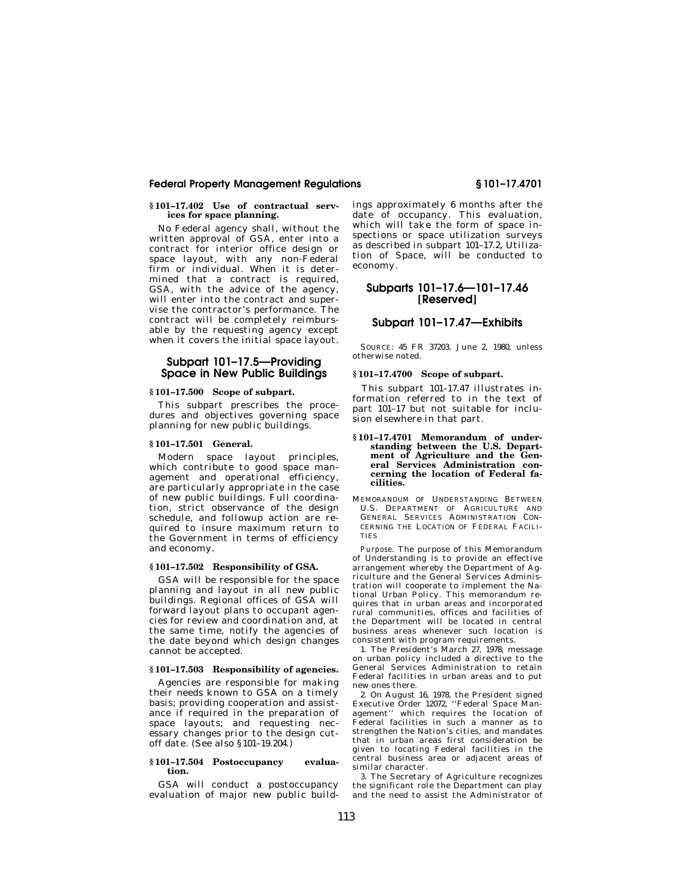### § 101–17.402 Use of contractual services for space planning.

No Federal agency shall, without the written approval of GSA, enter into a contract for interior office design or space layout, with any non-Federal firm or individual. When it is determined that a contract is required, GSA, with the advice of the agency, will enter into the contract and supervise the contractor's performance. The contract will be completely reimbursable by the requesting agency except when it covers the initial space layout.

## Subpart 101–17.5—Providing Space in New Public Buildings

### § 101–17.500 Scope of subpart.

This subpart prescribes the procedures and objectives governing space planning for new public buildings.

### § 101–17.501 General.

Modern space layout principles, which contribute to good space management and operational efficiency, are particularly appropriate in the case of new public buildings. Full coordination, strict observance of the design schedule, and followup action are required to insure maximum return to the Government in terms of efficiency and economy.

### § 101–17.502 Responsibility of GSA.

GSA will be responsible for the space planning and layout in all new public buildings. Regional offices of GSA will forward layout plans to occupant agencies for review and coordination and, at the same time, notify the agencies of the date beyond which design changes cannot be accepted.

### § 101–17.503 Responsibility of agencies.

Agencies are responsible for making their needs known to GSA on a timely basis; providing cooperation and assistance if required in the preparation of space layouts; and requesting necessary changes prior to the design cutoff date. (See also § 101–19.204.)

### § 101–17.504 Postoccupancy evaluation.

GSA will conduct a postoccupancy evaluation of major new public buildings approximately 6 months after the date of occupancy. This evaluation, which will take the form of space inspections or space utilization surveys as described in subpart 101–17.2, Utilization of Space, will be conducted to economy.

## Subparts 101–17.6—101–17.46 [Reserved]

## Subpart 101–17.47—Exhibits

SOURCE: 45 FR 37203, June 2, 1980, unless otherwise noted.

### § 101–17.4700 Scope of subpart.

This subpart 101–17.47 illustrates information referred to in the text of part 101–17 but not suitable for inclusion elsewhere in that part.

### § 101–17.4701 Memorandum of understanding between the U.S. Department of Agriculture and the General Services Administration concerning the location of Federal facilities.

MEMORANDUM OF UNDERSTANDING BETWEEN U.S. DEPARTMENT OF AGRICULTURE AND GENERAL SERVICES ADMINISTRATION CONCERNING THE LOCATION OF FEDERAL FACILITIES

*Purpose.* The purpose of this Memorandum of Understanding is to provide an effective arrangement whereby the Department of Agriculture and the General Services Administration will cooperate to implement the National Urban Policy. This memorandum requires that in urban areas and incorporated rural communities, offices and facilities of the Department will be located in central business areas whenever such location is consistent with program requirements.

1. The President's March 27, 1978, message on urban policy included a directive to the General Services Administration to retain Federal facilities in urban areas and to put new ones there.

2. On August 16, 1978, the President signed Executive Order 12072, ''Federal Space Management'' which requires the location of Federal facilities in such a manner as to strengthen the Nation's cities, and mandates that in urban areas first consideration be given to locating Federal facilities in the central business area or adjacent areas of similar character.

3. The Secretary of Agriculture recognizes the significant role the Department can play and the need to assist the Administrator of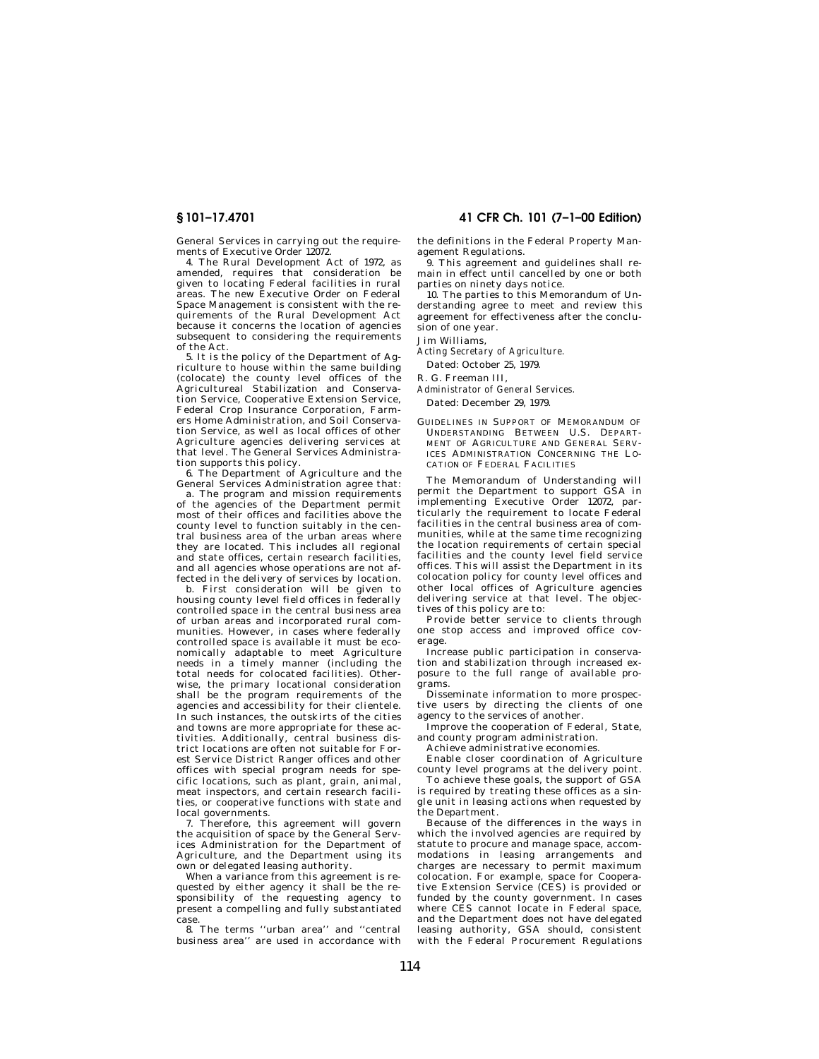General Services in carrying out the requirements of Executive Order 12072.

4. The Rural Development Act of 1972, as amended, requires that consideration be given to locating Federal facilities in rural areas. The new Executive Order on Federal Space Management is consistent with the requirements of the Rural Development Act because it concerns the location of agencies subsequent to considering the requirements of the Act.

5. It is the policy of the Department of Agriculture to house within the same building (colocate) the county level offices of the Agricultureal Stabilization and Conservation Service, Cooperative Extension Service, Federal Crop Insurance Corporation, Farmers Home Administration, and Soil Conservation Service, as well as local offices of other Agriculture agencies delivering services at that level. The General Services Administration supports this policy.

6. The Department of Agriculture and the General Services Administration agree that:

a. The program and mission requirements of the agencies of the Department permit most of their offices and facilities above the county level to function suitably in the central business area of the urban areas where they are located. This includes all regional and state offices, certain research facilities, and all agencies whose operations are not affected in the delivery of services by location.

b. First consideration will be given to housing county level field offices in federally controlled space in the central business area of urban areas and incorporated rural communities. However, in cases where federally controlled space is available it must be economically adaptable to meet Agriculture needs in a timely manner (including the total needs for colocated facilities). Otherwise, the primary locational consideration shall be the program requirements of the agencies and accessibility for their clientele. In such instances, the outskirts of the cities and towns are more appropriate for these activities. Additionally, central business district locations are often not suitable for Forest Service District Ranger offices and other offices with special program needs for specific locations, such as plant, grain, animal, meat inspectors, and certain research facilities, or cooperative functions with state and local governments.

7. Therefore, this agreement will govern the acquisition of space by the General Services Administration for the Department of Agriculture, and the Department using its own or delegated leasing authority.

When a variance from this agreement is requested by either agency it shall be the responsibility of the requesting agency to present a compelling and fully substantiated case.

8. The terms ''urban area'' and ''central business area'' are used in accordance with the definitions in the Federal Property Management Regulations.

9. This agreement and guidelines shall remain in effect until cancelled by one or both parties on ninety days notice.

10. The parties to this Memorandum of Understanding agree to meet and review this agreement for effectiveness after the conclusion of one year.

Jim Williams,
*Acting Secretary of Agriculture.*

Dated: October 25, 1979.

R. G. Freeman III,
*Administrator of General Services.*

Dated: December 29, 1979.

GUIDELINES IN SUPPORT OF MEMORANDUM OF UNDERSTANDING BETWEEN U.S. DEPARTMENT OF AGRICULTURE AND GENERAL SERVICES ADMINISTRATION CONCERNING THE LOCATION OF FEDERAL FACILITIES

The Memorandum of Understanding will permit the Department to support GSA in implementing Executive Order 12072, particularly the requirement to locate Federal facilities in the central business area of communities, while at the same time recognizing the location requirements of certain special facilities and the county level field service offices. This will assist the Department in its colocation policy for county level offices and other local offices of Agriculture agencies delivering service at that level. The objectives of this policy are to:

Provide better service to clients through one stop access and improved office coverage.

Increase public participation in conservation and stabilization through increased exposure to the full range of available programs.

Disseminate information to more prospective users by directing the clients of one agency to the services of another.

Improve the cooperation of Federal, State, and county program administration.

Achieve administrative economies.

Enable closer coordination of Agriculture county level programs at the delivery point.

To achieve these goals, the support of GSA is required by treating these offices as a single unit in leasing actions when requested by the Department.

Because of the differences in the ways in which the involved agencies are required by statute to procure and manage space, accommodations in leasing arrangements and charges are necessary to permit maximum colocation. For example, space for Cooperative Extension Service (CES) is provided or funded by the county government. In cases where CES cannot locate in Federal space, and the Department does not have delegated leasing authority, GSA should, consistent with the Federal Procurement Regulations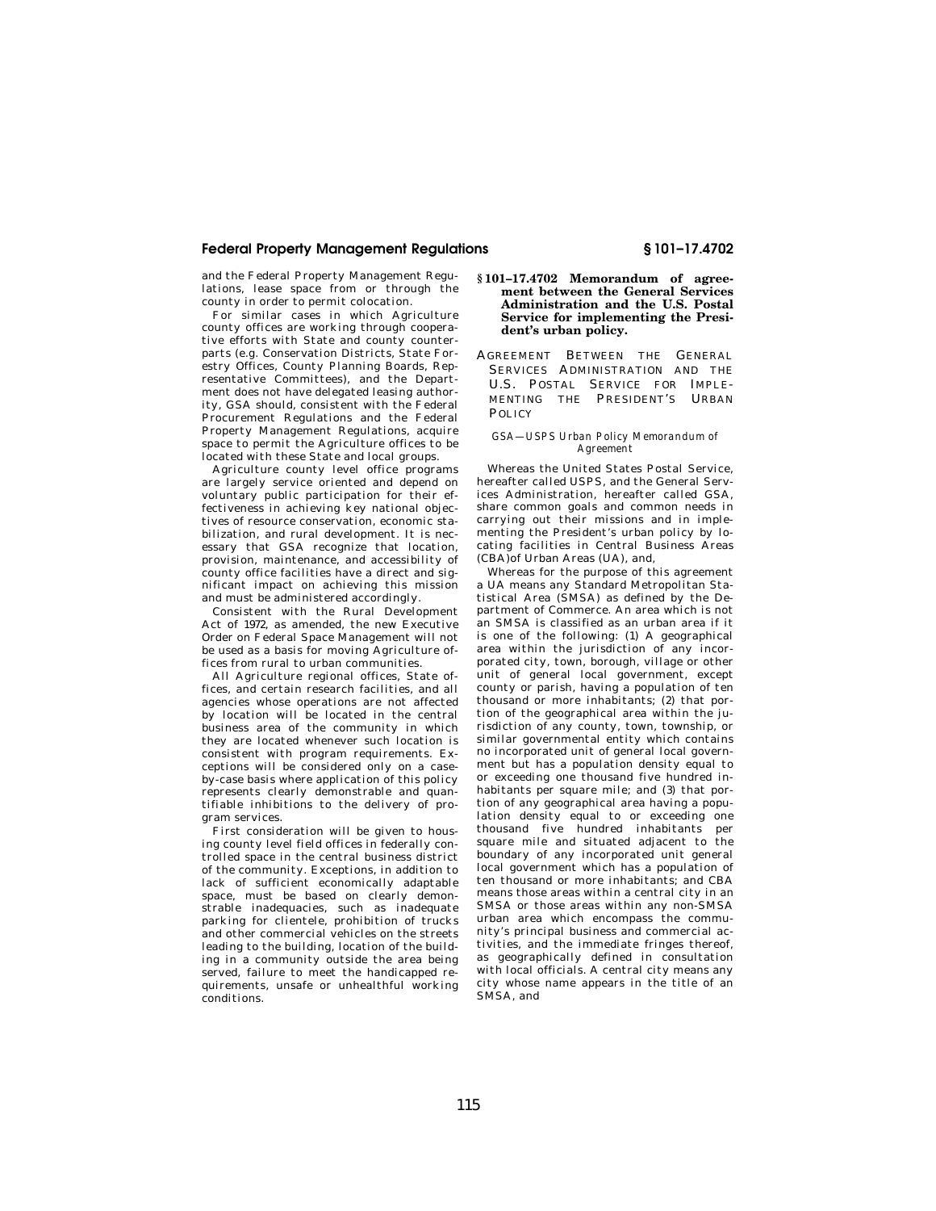and the Federal Property Management Regulations, lease space from or through the county in order to permit colocation.

For similar cases in which Agriculture county offices are working through cooperative efforts with State and county counterparts (e.g. Conservation Districts, State Forestry Offices, County Planning Boards, Representative Committees), and the Department does not have delegated leasing authority, GSA should, consistent with the Federal Procurement Regulations and the Federal Property Management Regulations, acquire space to permit the Agriculture offices to be located with these State and local groups.

Agriculture county level office programs are largely service oriented and depend on voluntary public participation for their effectiveness in achieving key national objectives of resource conservation, economic stabilization, and rural development. It is necessary that GSA recognize that location, provision, maintenance, and accessibility of county office facilities have a direct and significant impact on achieving this mission and must be administered accordingly.

Consistent with the Rural Development Act of 1972, as amended, the new Executive Order on Federal Space Management will not be used as a basis for moving Agriculture offices from rural to urban communities.

All Agriculture regional offices, State offices, and certain research facilities, and all agencies whose operations are not affected by location will be located in the central business area of the community in which they are located whenever such location is consistent with program requirements. Exceptions will be considered only on a case-by-case basis where application of this policy represents clearly demonstrable and quantifiable inhibitions to the delivery of program services.

First consideration will be given to housing county level field offices in federally controlled space in the central business district of the community. Exceptions, in addition to lack of sufficient economically adaptable space, must be based on clearly demonstrable inadequacies, such as inadequate parking for clientele, prohibition of trucks and other commercial vehicles on the streets leading to the building, location of the building in a community outside the area being served, failure to meet the handicapped requirements, unsafe or unhealthful working conditions.

## § 101–17.4702 Memorandum of agreement between the General Services Administration and the U.S. Postal Service for implementing the President's urban policy.

AGREEMENT BETWEEN THE GENERAL SERVICES ADMINISTRATION AND THE U.S. POSTAL SERVICE FOR IMPLEMENTING THE PRESIDENT'S URBAN POLICY

*GSA—USPS Urban Policy Memorandum of Agreement*

Whereas the United States Postal Service, hereafter called USPS, and the General Services Administration, hereafter called GSA, share common goals and common needs in carrying out their missions and in implementing the President's urban policy by locating facilities in Central Business Areas (CBA)of Urban Areas (UA), and,

Whereas for the purpose of this agreement a UA means any Standard Metropolitan Statistical Area (SMSA) as defined by the Department of Commerce. An area which is not an SMSA is classified as an urban area if it is one of the following: (1) A geographical area within the jurisdiction of any incorporated city, town, borough, village or other unit of general local government, except county or parish, having a population of ten thousand or more inhabitants; (2) that portion of the geographical area within the jurisdiction of any county, town, township, or similar governmental entity which contains no incorporated unit of general local government but has a population density equal to or exceeding one thousand five hundred inhabitants per square mile; and (3) that portion of any geographical area having a population density equal to or exceeding one thousand five hundred inhabitants per square mile and situated adjacent to the boundary of any incorporated unit general local government which has a population of ten thousand or more inhabitants; and CBA means those areas within a central city in an SMSA or those areas within any non-SMSA urban area which encompass the community's principal business and commercial activities, and the immediate fringes thereof, as geographically defined in consultation with local officials. A central city means any city whose name appears in the title of an SMSA, and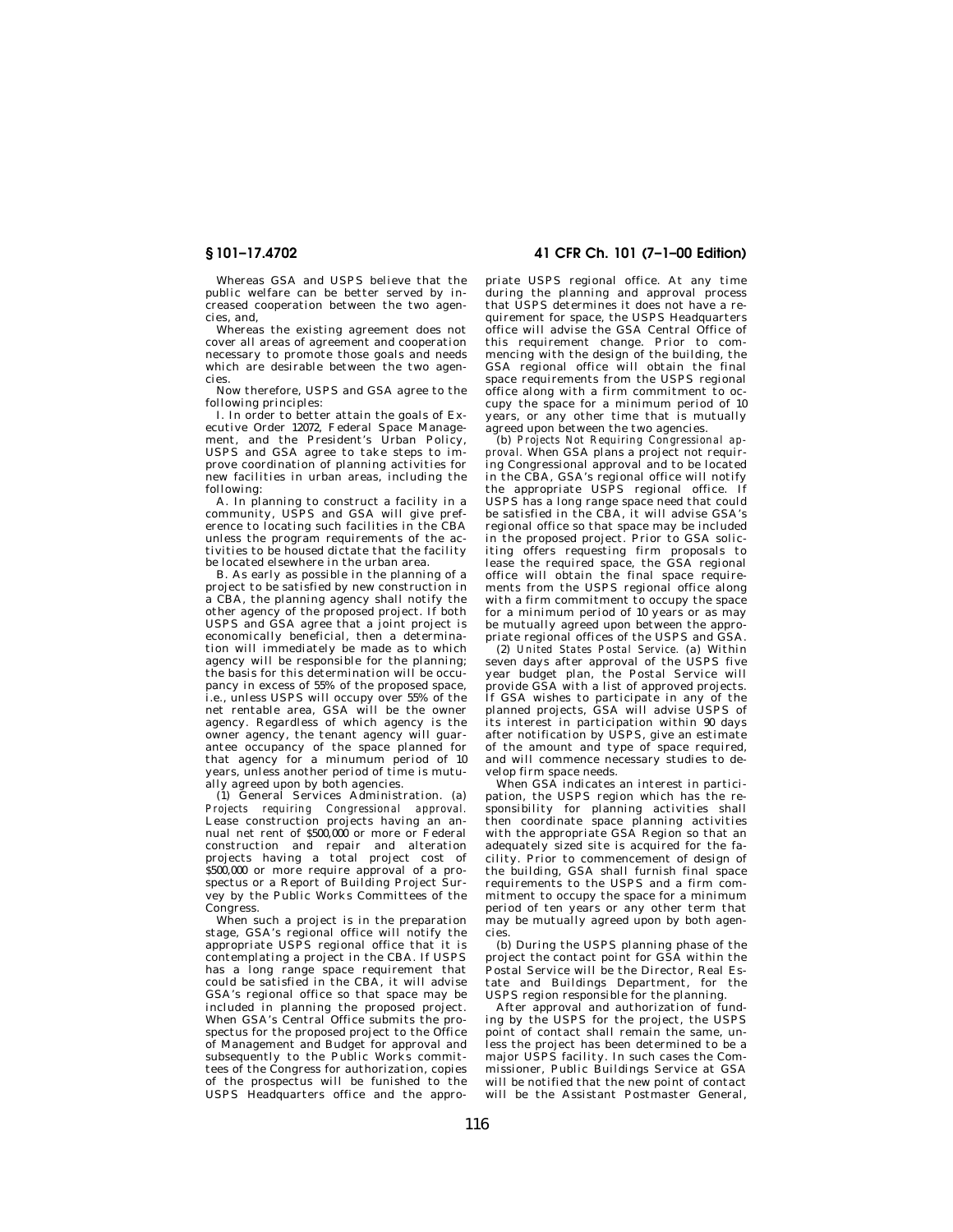Whereas GSA and USPS believe that the public welfare can be better served by increased cooperation between the two agencies, and,

Whereas the existing agreement does not cover all areas of agreement and cooperation necessary to promote those goals and needs which are desirable between the two agencies.

Now therefore, USPS and GSA agree to the following principles:

I. In order to better attain the goals of Executive Order 12072, Federal Space Management, and the President's Urban Policy, USPS and GSA agree to take steps to improve coordination of planning activities for new facilities in urban areas, including the following:

A. In planning to construct a facility in a community, USPS and GSA will give preference to locating such facilities in the CBA unless the program requirements of the activities to be housed dictate that the facility be located elsewhere in the urban area.

B. As early as possible in the planning of a project to be satisfied by new construction in a CBA, the planning agency shall notify the other agency of the proposed project. If both USPS and GSA agree that a joint project is economically beneficial, then a determination will immediately be made as to which agency will be responsible for the planning; the basis for this determination will be occupancy in excess of 55% of the proposed space, i.e., unless USPS will occupy over 55% of the net rentable area, GSA will be the owner agency. Regardless of which agency is the owner agency, the tenant agency will guarantee occupancy of the space planned for that agency for a minumum period of 10 years, unless another period of time is mutually agreed upon by both agencies.

(1) General Services Administration. (a) *Projects requiring Congressional approval.* Lease construction projects having an annual net rent of $500,000 or more or Federal construction and repair and alteration projects having a total project cost of $500,000 or more require approval of a prospectus or a Report of Building Project Survey by the Public Works Committees of the Congress.

When such a project is in the preparation stage, GSA's regional office will notify the appropriate USPS regional office that it is contemplating a project in the CBA. If USPS has a long range space requirement that could be satisfied in the CBA, it will advise GSA's regional office so that space may be included in planning the proposed project. When GSA's Central Office submits the prospectus for the proposed project to the Office of Management and Budget for approval and subsequently to the Public Works committees of the Congress for authorization, copies of the prospectus will be funished to the USPS Headquarters office and the appropriate USPS regional office. At any time during the planning and approval process that USPS determines it does not have a requirement for space, the USPS Headquarters office will advise the GSA Central Office of this requirement change. Prior to commencing with the design of the building, the GSA regional office will obtain the final space requirements from the USPS regional office along with a firm commitment to occupy the space for a minimum period of 10 years, or any other time that is mutually agreed upon between the two agencies.

(b) *Projects Not Requiring Congressional approval.* When GSA plans a project not requiring Congressional approval and to be located in the CBA, GSA's regional office will notify the appropriate USPS regional office. If USPS has a long range space need that could be satisfied in the CBA, it will advise GSA's regional office so that space may be included in the proposed project. Prior to GSA soliciting offers requesting firm proposals to lease the required space, the GSA regional office will obtain the final space requirements from the USPS regional office along with a firm commitment to occupy the space for a minimum period of 10 years or as may be mutually agreed upon between the appropriate regional offices of the USPS and GSA.

(2) *United States Postal Service.* (a) Within seven days after approval of the USPS five year budget plan, the Postal Service will provide GSA with a list of approved projects. If GSA wishes to participate in any of the planned projects, GSA will advise USPS of its interest in participation within 90 days after notification by USPS, give an estimate of the amount and type of space required, and will commence necessary studies to develop firm space needs.

When GSA indicates an interest in participation, the USPS region which has the responsibility for planning activities shall then coordinate space planning activities with the appropriate GSA Region so that an adequately sized site is acquired for the facility. Prior to commencement of design of the building, GSA shall furnish final space requirements to the USPS and a firm commitment to occupy the space for a minimum period of ten years or any other term that may be mutually agreed upon by both agencies.

(b) During the USPS planning phase of the project the contact point for GSA within the Postal Service will be the Director, Real Estate and Buildings Department, for the USPS region responsible for the planning.

After approval and authorization of funding by the USPS for the project, the USPS point of contact shall remain the same, unless the project has been determined to be a major USPS facility. In such cases the Commissioner, Public Buildings Service at GSA will be notified that the new point of contact will be the Assistant Postmaster General,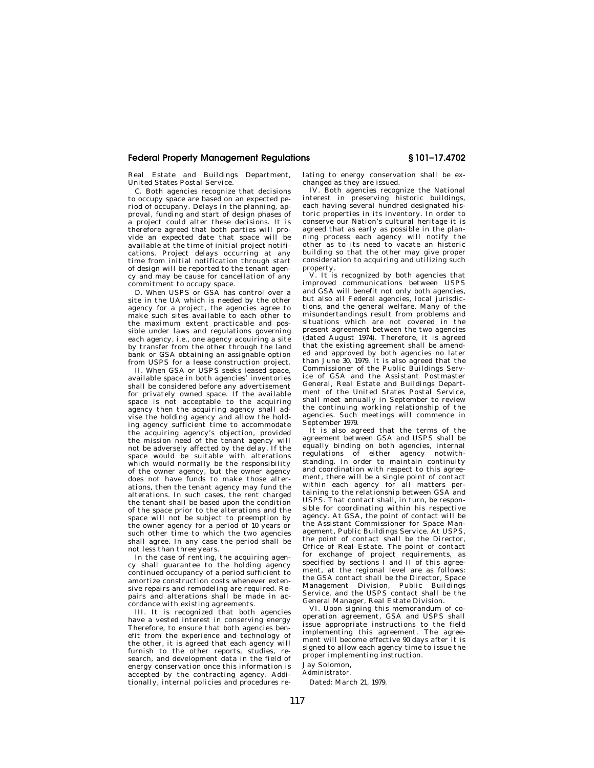Real Estate and Buildings Department, United States Postal Service.

C. Both agencies recognize that decisions to occupy space are based on an expected period of occupancy. Delays in the planning, approval, funding and start of design phases of a project could alter these decisions. It is therefore agreed that both parties will provide an expected date that space will be available at the time of initial project notifications. Project delays occurring at any time from initial notification through start of design will be reported to the tenant agency and may be cause for cancellation of any commitment to occupy space.

D. When USPS or GSA has control over a site in the UA which is needed by the other agency for a project, the agencies agree to make such sites available to each other to the maximum extent practicable and possible under laws and regulations governing each agency, i.e., one agency acquiring a site by transfer from the other through the land bank or GSA obtaining an assignable option from USPS for a lease construction project.

II. When GSA or USPS seeks leased space, available space in both agencies' inventories shall be considered before any advertisement for privately owned space. If the available space is not acceptable to the acquiring agency then the acquiring agency shall advise the holding agency and allow the holding agency sufficient time to accommodate the acquiring agency's objection, provided the mission need of the tenant agency will not be adversely affected by the delay. If the space would be suitable with alterations which would normally be the responsibility of the owner agency, but the owner agency does not have funds to make those alterations, then the tenant agency may fund the alterations. In such cases, the rent charged the tenant shall be based upon the condition of the space prior to the alterations and the space will not be subject to preemption by the owner agency for a period of 10 years or such other time to which the two agencies shall agree. In any case the period shall be not less than three years.

In the case of renting, the acquiring agency shall guarantee to the holding agency continued occupancy of a period sufficient to amortize construction costs whenever extensive repairs and remodeling are required. Repairs and alterations shall be made in accordance with existing agreements.

III. It is recognized that both agencies have a vested interest in conserving energy Therefore, to ensure that both agencies benefit from the experience and technology of the other, it is agreed that each agency will furnish to the other reports, studies, research, and development data in the field of energy conservation once this information is accepted by the contracting agency. Additionally, internal policies and procedures relating to energy conservation shall be exchanged as they are issued.

IV. Both agencies recognize the National interest in preserving historic buildings, each having several hundred designated historic properties in its inventory. In order to conserve our Nation's cultural heritage it is agreed that as early as possible in the planning process each agency will notify the other as to its need to vacate an historic building so that the other may give proper consideration to acquiring and utilizing such property.

V. It is recognized by both agencies that improved communications between USPS and GSA will benefit not only both agencies, but also all Federal agencies, local jurisdictions, and the general welfare. Many of the misundertandings result from problems and situations which are not covered in the present agreement between the two agencies (dated August 1974). Therefore, it is agreed that the existing agreement shall be amended and approved by both agencies no later than June 30, 1979. It is also agreed that the Commissioner of the Public Buildings Service of GSA and the Assistant Postmaster General, Real Estate and Buildings Department of the United States Postal Service, shall meet annually in September to review the continuing working relationship of the agencies. Such meetings will commence in September 1979.

It is also agreed that the terms of the agreement between GSA and USPS shall be equally binding on both agencies, internal regulations of either agency notwithstanding. In order to maintain continuity and coordination with respect to this agreement, there will be a single point of contact within each agency for all matters pertaining to the relationship between GSA and USPS. That contact shall, in turn, be responsible for coordinating within his respective agency. At GSA, the point of contact will be the Assistant Commissioner for Space Management, Public Buildings Service. At USPS, the point of contact shall be the Director, Office of Real Estate. The point of contact for exchange of project requirements, as specified by sections I and II of this agreement, at the regional level are as follows: the GSA contact shall be the Director, Space Management Division, Public Buildings Service, and the USPS contact shall be the General Manager, Real Estate Division.

VI. Upon signing this memorandum of cooperation agreement, GSA and USPS shall issue appropriate instructions to the field implementing this agreement. The agreement will become effective 90 days after it is signed to allow each agency time to issue the proper implementing instruction.

Jay Solomon,
*Administrator.*

Dated: March 21, 1979.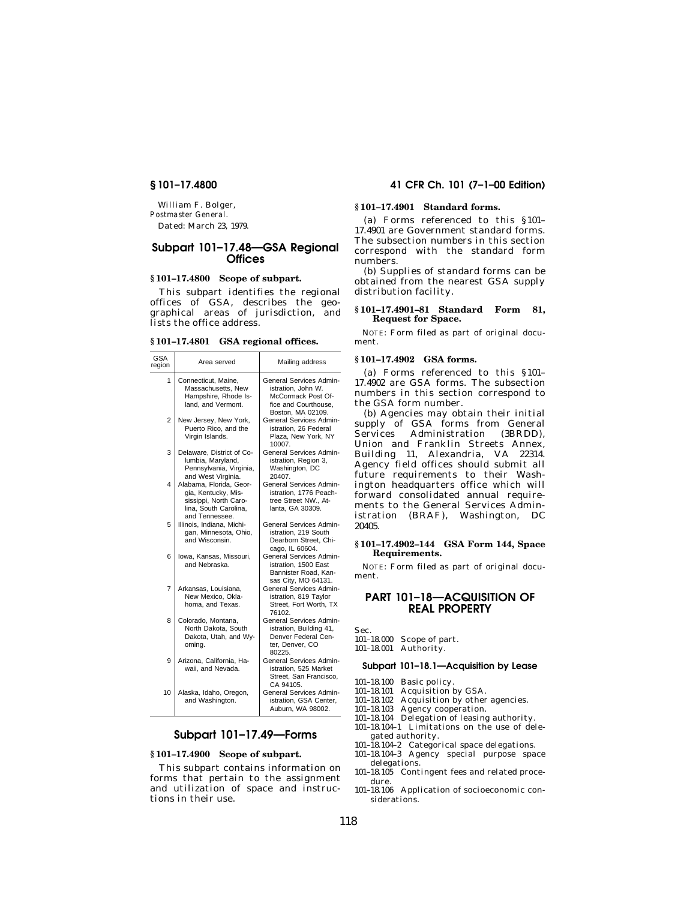William F. Bolger,
*Postmaster General.*

Dated: March 23, 1979.

## Subpart 101–17.48—GSA Regional Offices

### § 101–17.4800 Scope of subpart.

This subpart identifies the regional offices of GSA, describes the geographical areas of jurisdiction, and lists the office address.

### § 101–17.4801 GSA regional offices.

| GSA region | Area served | Mailing address |
|---|---|---|
| 1 | Connecticut, Maine, Massachusetts, New Hampshire, Rhode Island, and Vermont. | General Services Administration, John W. McCormack Post Office and Courthouse, Boston, MA 02109. |
| 2 | New Jersey, New York, Puerto Rico, and the Virgin Islands. | General Services Administration, 26 Federal Plaza, New York, NY 10007. |
| 3 | Delaware, District of Columbia, Maryland, Pennsylvania, Virginia, and West Virginia. | General Services Administration, Region 3, Washington, DC 20407. |
| 4 | Alabama, Florida, Georgia, Kentucky, Mississippi, North Carolina, South Carolina, and Tennessee. | General Services Administration, 1776 Peachtree Street NW., Atlanta, GA 30309. |
| 5 | Illinois, Indiana, Michigan, Minnesota, Ohio, and Wisconsin. | General Services Administration, 219 South Dearborn Street, Chicago, IL 60604. |
| 6 | Iowa, Kansas, Missouri, and Nebraska. | General Services Administration, 1500 East Bannister Road, Kansas City, MO 64131. |
| 7 | Arkansas, Louisiana, New Mexico, Oklahoma, and Texas. | General Services Administration, 819 Taylor Street, Fort Worth, TX 76102. |
| 8 | Colorado, Montana, North Dakota, South Dakota, Utah, and Wyoming. | General Services Administration, Building 41, Denver Federal Center, Denver, CO 80225. |
| 9 | Arizona, California, Hawaii, and Nevada. | General Services Administration, 525 Market Street, San Francisco, CA 94105. |
| 10 | Alaska, Idaho, Oregon, and Washington. | General Services Administration, GSA Center, Auburn, WA 98002. |

## Subpart 101–17.49—Forms

### § 101–17.4900 Scope of subpart.

This subpart contains information on forms that pertain to the assignment and utilization of space and instructions in their use.

### § 101–17.4901 Standard forms.

(a) Forms referenced to this § 101–17.4901 are Government standard forms. The subsection numbers in this section correspond with the standard form numbers.

(b) Supplies of standard forms can be obtained from the nearest GSA supply distribution facility.

### § 101–17.4901–81 Standard Form 81, Request for Space.

NOTE: Form filed as part of original document.

### § 101–17.4902 GSA forms.

(a) Forms referenced to this § 101–17.4902 are GSA forms. The subsection numbers in this section correspond to the GSA form number.

(b) Agencies may obtain their initial supply of GSA forms from General Services Administration (3BRDD), Union and Franklin Streets Annex, Building 11, Alexandria, VA 22314. Agency field offices should submit all future requirements to their Washington headquarters office which will forward consolidated annual requirements to the General Services Administration (BRAF), Washington, DC 20405.

### § 101–17.4902–144 GSA Form 144, Space Requirements.

NOTE: Form filed as part of original document.

# PART 101–18—ACQUISITION OF REAL PROPERTY

Sec.

101–18.000 Scope of part.
101–18.001 Authority.

#### Subpart 101–18.1—Acquisition by Lease

101–18.100 Basic policy.
101–18.101 Acquisition by GSA.
101–18.102 Acquisition by other agencies.
101–18.103 Agency cooperation.
101–18.104 Delegation of leasing authority.
101–18.104–1 Limitations on the use of delegated authority.
101–18.104–2 Categorical space delegations.
101–18.104–3 Agency special purpose space delegations.
101–18.105 Contingent fees and related procedure.
101–18.106 Application of socioeconomic considerations.